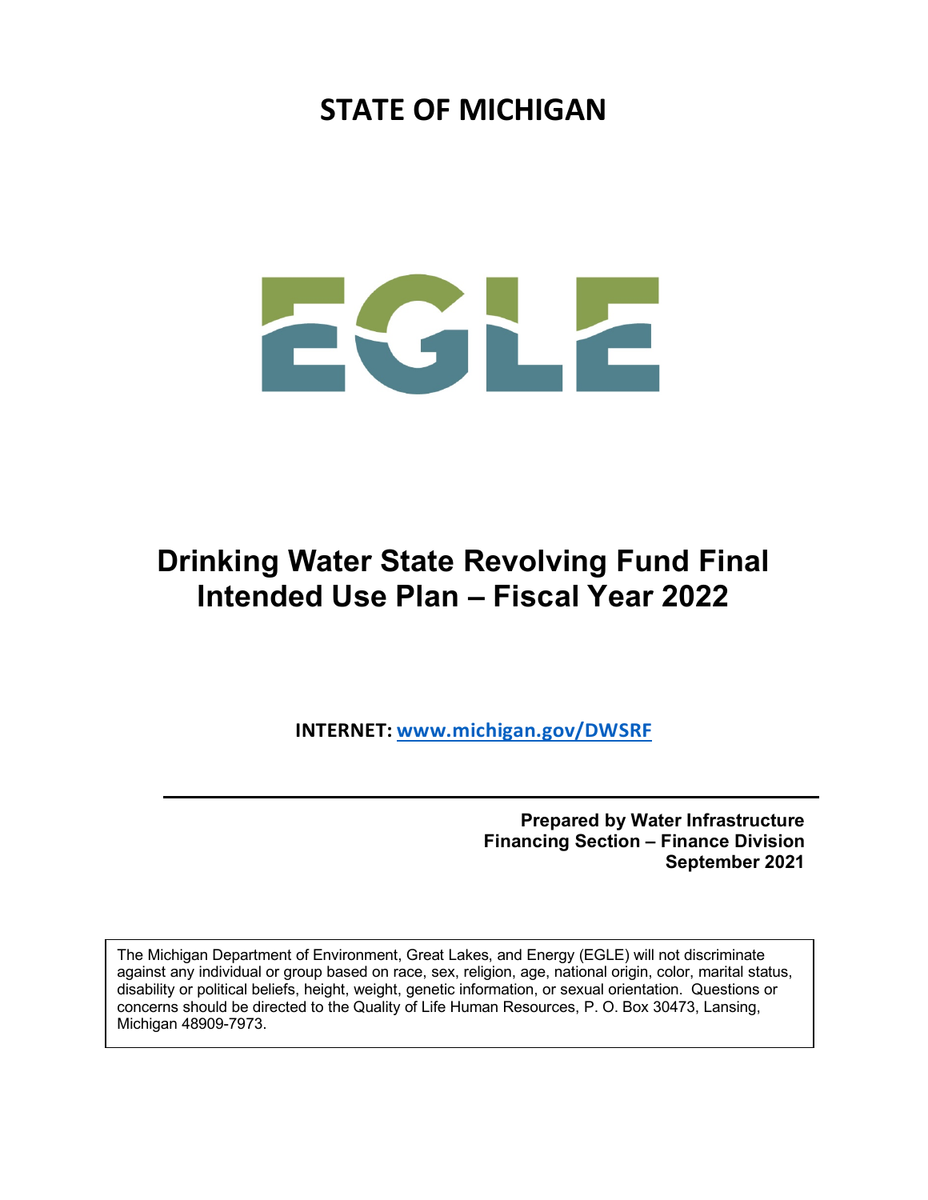# STATE OF MICHIGAN

EGLE

# Drinking Water State Revolving Fund Final Intended Use Plan – Fiscal Year 2022

**INTERNET: www.michigan.gov/DWSRF**

---

**Prepared by Water Infrastructure Financing Section – Finance Division September 2021**

The Michigan Department of Environment, Great Lakes, and Energy (EGLE) will not discriminate against any individual or group based on race, sex, religion, age, national origin, color, marital status, disability or political beliefs, height, weight, genetic information, or sexual orientation. Questions or concerns should be directed to the Quality of Life Human Resources, P. O. Box 30473, Lansing, Michigan 48909-7973.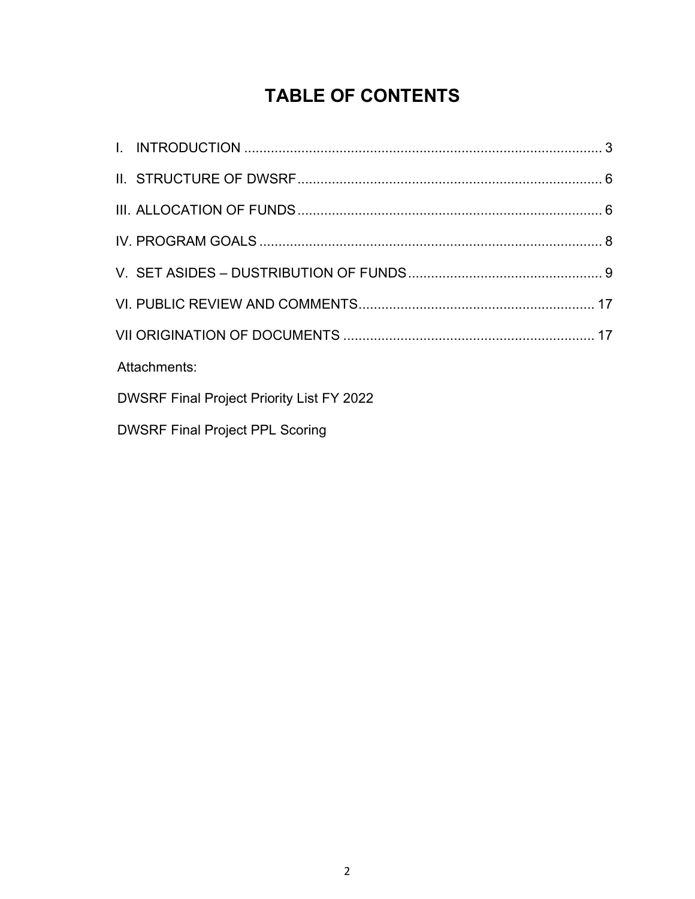# TABLE OF CONTENTS

I. INTRODUCTION .............................................................................................. 3

II. STRUCTURE OF DWSRF ................................................................................ 6

III. ALLOCATION OF FUNDS ................................................................................ 6

IV. PROGRAM GOALS .......................................................................................... 8

V. SET ASIDES – DUSTRIBUTION OF FUNDS .................................................... 9

VI. PUBLIC REVIEW AND COMMENTS .............................................................. 17

VII ORIGINATION OF DOCUMENTS .................................................................. 17

Attachments:

DWSRF Final Project Priority List FY 2022

DWSRF Final Project PPL Scoring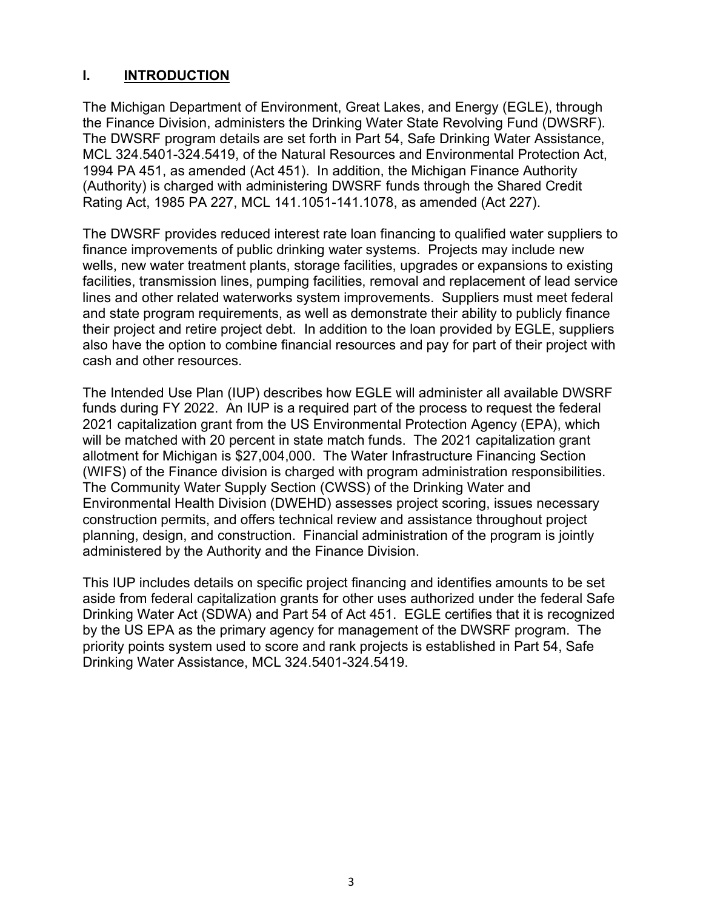## I. INTRODUCTION

The Michigan Department of Environment, Great Lakes, and Energy (EGLE), through the Finance Division, administers the Drinking Water State Revolving Fund (DWSRF). The DWSRF program details are set forth in Part 54, Safe Drinking Water Assistance, MCL 324.5401-324.5419, of the Natural Resources and Environmental Protection Act, 1994 PA 451, as amended (Act 451). In addition, the Michigan Finance Authority (Authority) is charged with administering DWSRF funds through the Shared Credit Rating Act, 1985 PA 227, MCL 141.1051-141.1078, as amended (Act 227).

The DWSRF provides reduced interest rate loan financing to qualified water suppliers to finance improvements of public drinking water systems. Projects may include new wells, new water treatment plants, storage facilities, upgrades or expansions to existing facilities, transmission lines, pumping facilities, removal and replacement of lead service lines and other related waterworks system improvements. Suppliers must meet federal and state program requirements, as well as demonstrate their ability to publicly finance their project and retire project debt. In addition to the loan provided by EGLE, suppliers also have the option to combine financial resources and pay for part of their project with cash and other resources.

The Intended Use Plan (IUP) describes how EGLE will administer all available DWSRF funds during FY 2022. An IUP is a required part of the process to request the federal 2021 capitalization grant from the US Environmental Protection Agency (EPA), which will be matched with 20 percent in state match funds. The 2021 capitalization grant allotment for Michigan is $27,004,000. The Water Infrastructure Financing Section (WIFS) of the Finance division is charged with program administration responsibilities. The Community Water Supply Section (CWSS) of the Drinking Water and Environmental Health Division (DWEHD) assesses project scoring, issues necessary construction permits, and offers technical review and assistance throughout project planning, design, and construction. Financial administration of the program is jointly administered by the Authority and the Finance Division.

This IUP includes details on specific project financing and identifies amounts to be set aside from federal capitalization grants for other uses authorized under the federal Safe Drinking Water Act (SDWA) and Part 54 of Act 451. EGLE certifies that it is recognized by the US EPA as the primary agency for management of the DWSRF program. The priority points system used to score and rank projects is established in Part 54, Safe Drinking Water Assistance, MCL 324.5401-324.5419.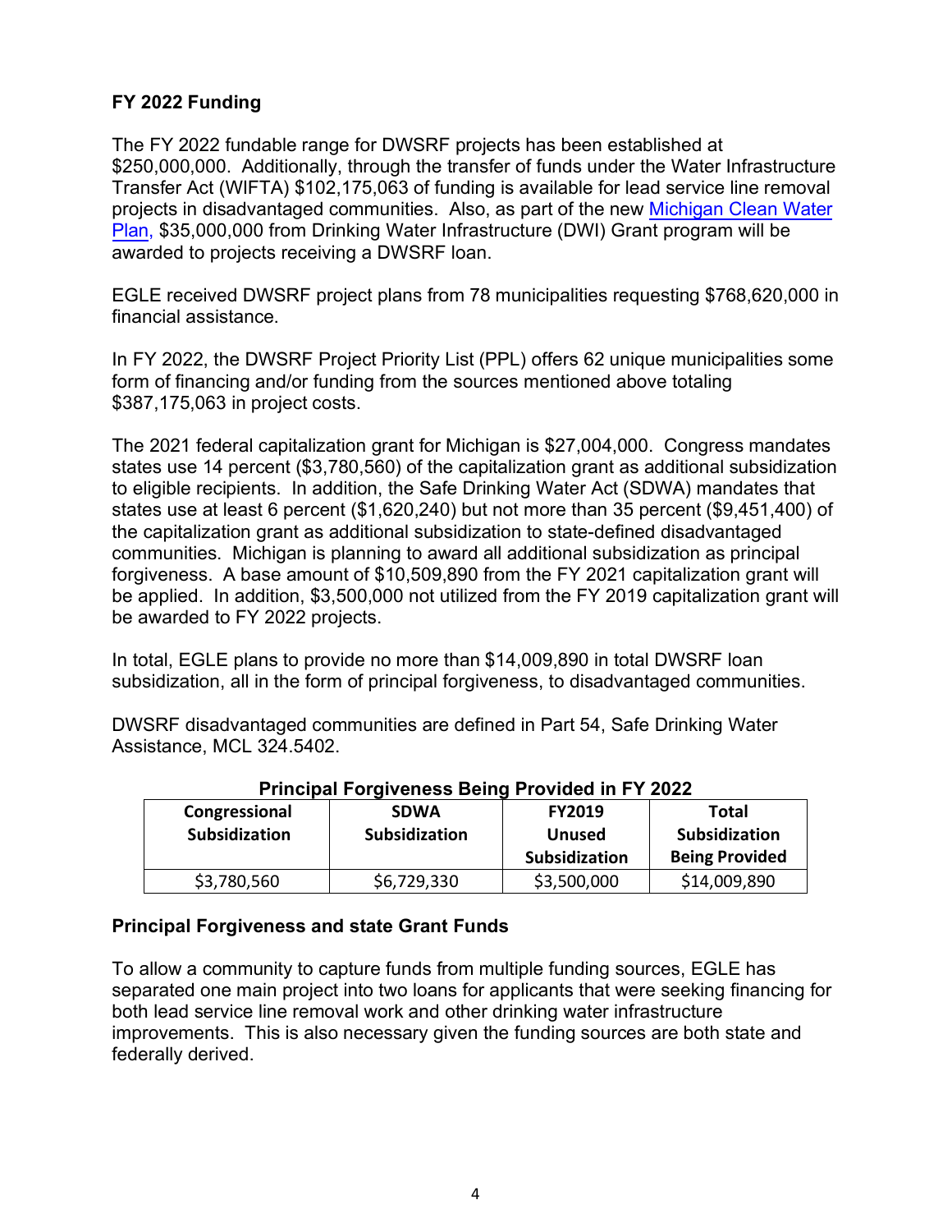## FY 2022 Funding

The FY 2022 fundable range for DWSRF projects has been established at $250,000,000. Additionally, through the transfer of funds under the Water Infrastructure Transfer Act (WIFTA) $102,175,063 of funding is available for lead service line removal projects in disadvantaged communities. Also, as part of the new [Michigan Clean Water Plan](), $35,000,000 from Drinking Water Infrastructure (DWI) Grant program will be awarded to projects receiving a DWSRF loan.

EGLE received DWSRF project plans from 78 municipalities requesting $768,620,000 in financial assistance.

In FY 2022, the DWSRF Project Priority List (PPL) offers 62 unique municipalities some form of financing and/or funding from the sources mentioned above totaling $387,175,063 in project costs.

The 2021 federal capitalization grant for Michigan is $27,004,000. Congress mandates states use 14 percent ($3,780,560) of the capitalization grant as additional subsidization to eligible recipients. In addition, the Safe Drinking Water Act (SDWA) mandates that states use at least 6 percent ($1,620,240) but not more than 35 percent ($9,451,400) of the capitalization grant as additional subsidization to state-defined disadvantaged communities. Michigan is planning to award all additional subsidization as principal forgiveness. A base amount of $10,509,890 from the FY 2021 capitalization grant will be applied. In addition, $3,500,000 not utilized from the FY 2019 capitalization grant will be awarded to FY 2022 projects.

In total, EGLE plans to provide no more than $14,009,890 in total DWSRF loan subsidization, all in the form of principal forgiveness, to disadvantaged communities.

DWSRF disadvantaged communities are defined in Part 54, Safe Drinking Water Assistance, MCL 324.5402.

**Principal Forgiveness Being Provided in FY 2022**

| Congressional Subsidization | SDWA Subsidization | FY2019 Unused Subsidization | Total Subsidization Being Provided |
|---|---|---|---|
| $3,780,560 | $6,729,330 | $3,500,000 | $14,009,890 |

## Principal Forgiveness and state Grant Funds

To allow a community to capture funds from multiple funding sources, EGLE has separated one main project into two loans for applicants that were seeking financing for both lead service line removal work and other drinking water infrastructure improvements. This is also necessary given the funding sources are both state and federally derived.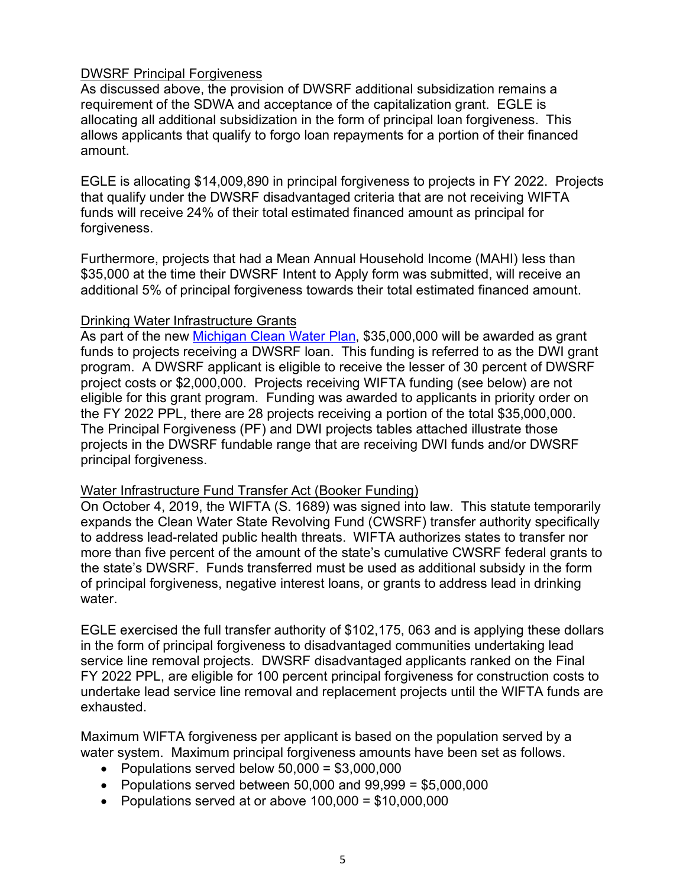DWSRF Principal Forgiveness

As discussed above, the provision of DWSRF additional subsidization remains a requirement of the SDWA and acceptance of the capitalization grant. EGLE is allocating all additional subsidization in the form of principal loan forgiveness. This allows applicants that qualify to forgo loan repayments for a portion of their financed amount.

EGLE is allocating $14,009,890 in principal forgiveness to projects in FY 2022. Projects that qualify under the DWSRF disadvantaged criteria that are not receiving WIFTA funds will receive 24% of their total estimated financed amount as principal for forgiveness.

Furthermore, projects that had a Mean Annual Household Income (MAHI) less than $35,000 at the time their DWSRF Intent to Apply form was submitted, will receive an additional 5% of principal forgiveness towards their total estimated financed amount.

Drinking Water Infrastructure Grants

As part of the new Michigan Clean Water Plan, $35,000,000 will be awarded as grant funds to projects receiving a DWSRF loan. This funding is referred to as the DWI grant program. A DWSRF applicant is eligible to receive the lesser of 30 percent of DWSRF project costs or $2,000,000. Projects receiving WIFTA funding (see below) are not eligible for this grant program. Funding was awarded to applicants in priority order on the FY 2022 PPL, there are 28 projects receiving a portion of the total $35,000,000. The Principal Forgiveness (PF) and DWI projects tables attached illustrate those projects in the DWSRF fundable range that are receiving DWI funds and/or DWSRF principal forgiveness.

Water Infrastructure Fund Transfer Act (Booker Funding)

On October 4, 2019, the WIFTA (S. 1689) was signed into law. This statute temporarily expands the Clean Water State Revolving Fund (CWSRF) transfer authority specifically to address lead-related public health threats. WIFTA authorizes states to transfer nor more than five percent of the amount of the state's cumulative CWSRF federal grants to the state's DWSRF. Funds transferred must be used as additional subsidy in the form of principal forgiveness, negative interest loans, or grants to address lead in drinking water.

EGLE exercised the full transfer authority of $102,175, 063 and is applying these dollars in the form of principal forgiveness to disadvantaged communities undertaking lead service line removal projects. DWSRF disadvantaged applicants ranked on the Final FY 2022 PPL, are eligible for 100 percent principal forgiveness for construction costs to undertake lead service line removal and replacement projects until the WIFTA funds are exhausted.

Maximum WIFTA forgiveness per applicant is based on the population served by a water system. Maximum principal forgiveness amounts have been set as follows.

- Populations served below 50,000 = $3,000,000
- Populations served between 50,000 and 99,999 = $5,000,000
- Populations served at or above 100,000 = $10,000,000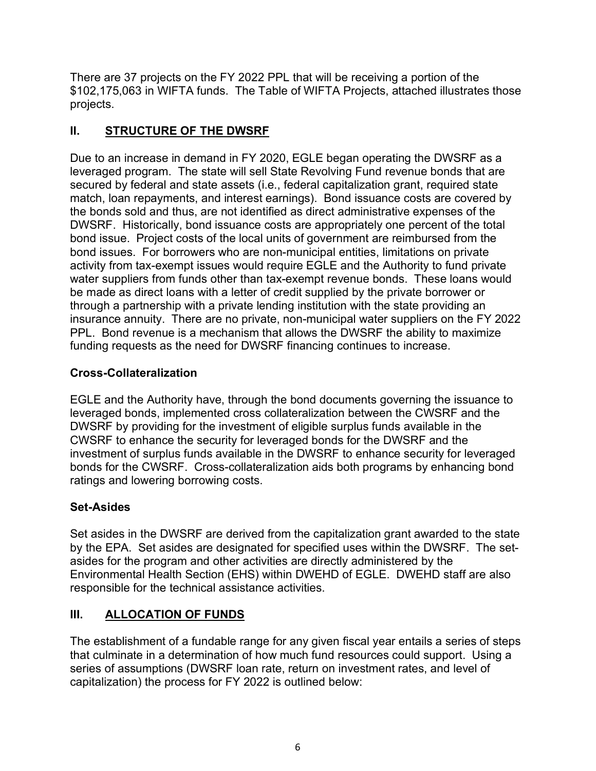There are 37 projects on the FY 2022 PPL that will be receiving a portion of the $102,175,063 in WIFTA funds. The Table of WIFTA Projects, attached illustrates those projects.

## II. STRUCTURE OF THE DWSRF

Due to an increase in demand in FY 2020, EGLE began operating the DWSRF as a leveraged program. The state will sell State Revolving Fund revenue bonds that are secured by federal and state assets (i.e., federal capitalization grant, required state match, loan repayments, and interest earnings). Bond issuance costs are covered by the bonds sold and thus, are not identified as direct administrative expenses of the DWSRF. Historically, bond issuance costs are appropriately one percent of the total bond issue. Project costs of the local units of government are reimbursed from the bond issues. For borrowers who are non-municipal entities, limitations on private activity from tax-exempt issues would require EGLE and the Authority to fund private water suppliers from funds other than tax-exempt revenue bonds. These loans would be made as direct loans with a letter of credit supplied by the private borrower or through a partnership with a private lending institution with the state providing an insurance annuity. There are no private, non-municipal water suppliers on the FY 2022 PPL. Bond revenue is a mechanism that allows the DWSRF the ability to maximize funding requests as the need for DWSRF financing continues to increase.

### Cross-Collateralization

EGLE and the Authority have, through the bond documents governing the issuance to leveraged bonds, implemented cross collateralization between the CWSRF and the DWSRF by providing for the investment of eligible surplus funds available in the CWSRF to enhance the security for leveraged bonds for the DWSRF and the investment of surplus funds available in the DWSRF to enhance security for leveraged bonds for the CWSRF. Cross-collateralization aids both programs by enhancing bond ratings and lowering borrowing costs.

### Set-Asides

Set asides in the DWSRF are derived from the capitalization grant awarded to the state by the EPA. Set asides are designated for specified uses within the DWSRF. The set-asides for the program and other activities are directly administered by the Environmental Health Section (EHS) within DWEHD of EGLE. DWEHD staff are also responsible for the technical assistance activities.

## III. ALLOCATION OF FUNDS

The establishment of a fundable range for any given fiscal year entails a series of steps that culminate in a determination of how much fund resources could support. Using a series of assumptions (DWSRF loan rate, return on investment rates, and level of capitalization) the process for FY 2022 is outlined below: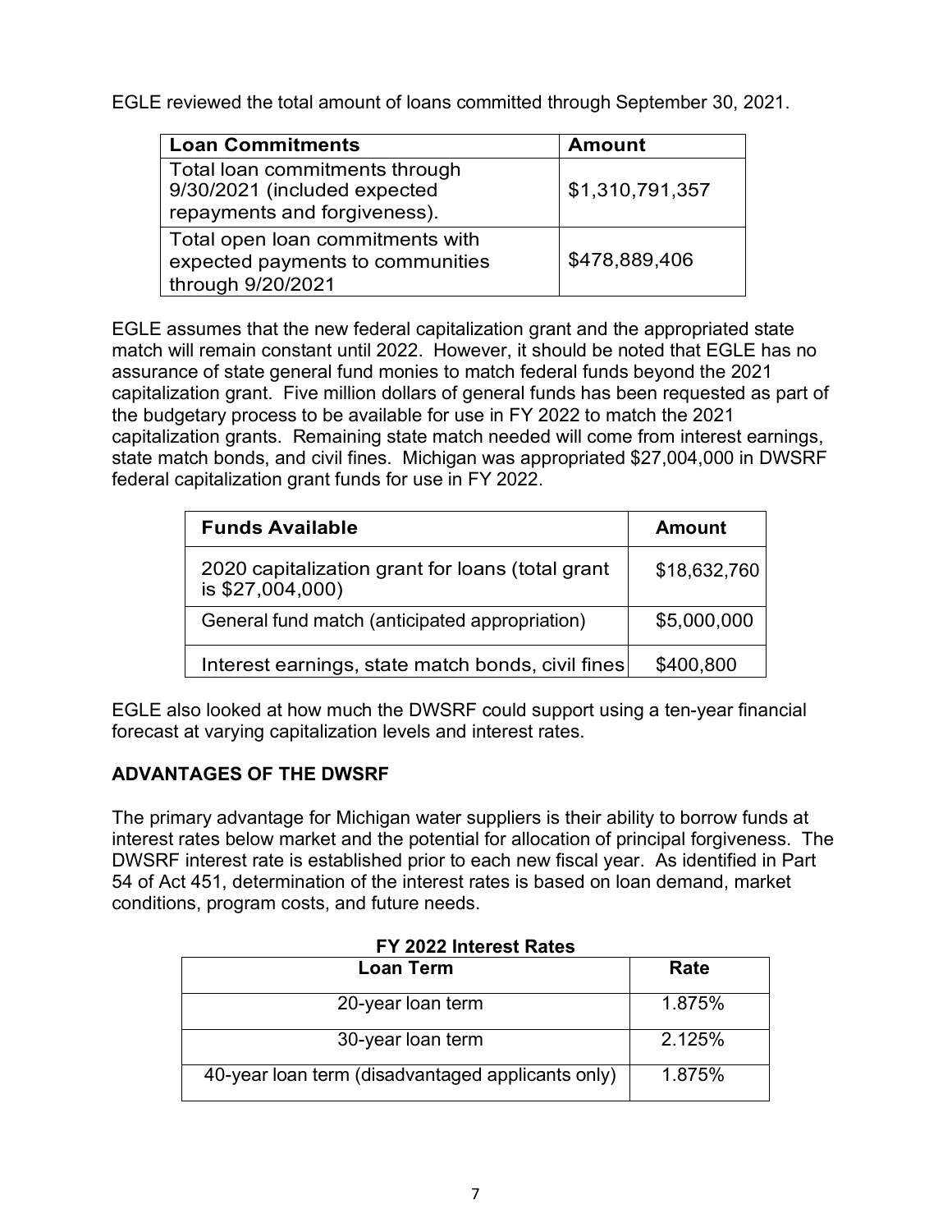EGLE reviewed the total amount of loans committed through September 30, 2021.

| Loan Commitments | Amount |
| --- | --- |
| Total loan commitments through 9/30/2021 (included expected repayments and forgiveness). | $1,310,791,357 |
| Total open loan commitments with expected payments to communities through 9/20/2021 | $478,889,406 |

EGLE assumes that the new federal capitalization grant and the appropriated state match will remain constant until 2022. However, it should be noted that EGLE has no assurance of state general fund monies to match federal funds beyond the 2021 capitalization grant. Five million dollars of general funds has been requested as part of the budgetary process to be available for use in FY 2022 to match the 2021 capitalization grants. Remaining state match needed will come from interest earnings, state match bonds, and civil fines. Michigan was appropriated $27,004,000 in DWSRF federal capitalization grant funds for use in FY 2022.

| Funds Available | Amount |
| --- | --- |
| 2020 capitalization grant for loans (total grant is $27,004,000) | $18,632,760 |
| General fund match (anticipated appropriation) | $5,000,000 |
| Interest earnings, state match bonds, civil fines | $400,800 |

EGLE also looked at how much the DWSRF could support using a ten-year financial forecast at varying capitalization levels and interest rates.

## ADVANTAGES OF THE DWSRF

The primary advantage for Michigan water suppliers is their ability to borrow funds at interest rates below market and the potential for allocation of principal forgiveness. The DWSRF interest rate is established prior to each new fiscal year. As identified in Part 54 of Act 451, determination of the interest rates is based on loan demand, market conditions, program costs, and future needs.

**FY 2022 Interest Rates**

| Loan Term | Rate |
| --- | --- |
| 20-year loan term | 1.875% |
| 30-year loan term | 2.125% |
| 40-year loan term (disadvantaged applicants only) | 1.875% |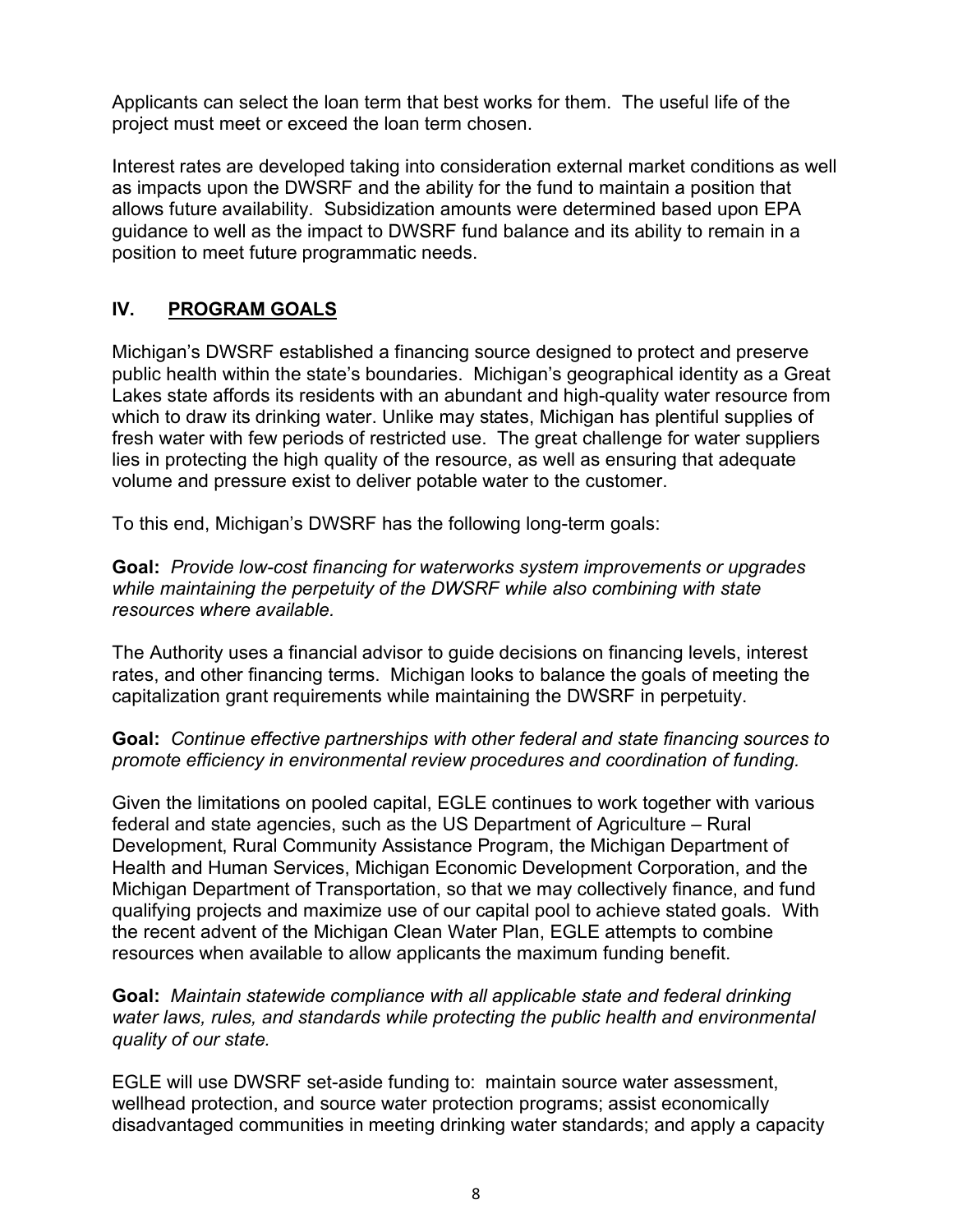Applicants can select the loan term that best works for them. The useful life of the project must meet or exceed the loan term chosen.

Interest rates are developed taking into consideration external market conditions as well as impacts upon the DWSRF and the ability for the fund to maintain a position that allows future availability. Subsidization amounts were determined based upon EPA guidance to well as the impact to DWSRF fund balance and its ability to remain in a position to meet future programmatic needs.

## IV. PROGRAM GOALS

Michigan's DWSRF established a financing source designed to protect and preserve public health within the state's boundaries. Michigan's geographical identity as a Great Lakes state affords its residents with an abundant and high-quality water resource from which to draw its drinking water. Unlike may states, Michigan has plentiful supplies of fresh water with few periods of restricted use. The great challenge for water suppliers lies in protecting the high quality of the resource, as well as ensuring that adequate volume and pressure exist to deliver potable water to the customer.

To this end, Michigan's DWSRF has the following long-term goals:

**Goal:** *Provide low-cost financing for waterworks system improvements or upgrades while maintaining the perpetuity of the DWSRF while also combining with state resources where available.*

The Authority uses a financial advisor to guide decisions on financing levels, interest rates, and other financing terms. Michigan looks to balance the goals of meeting the capitalization grant requirements while maintaining the DWSRF in perpetuity.

**Goal:** *Continue effective partnerships with other federal and state financing sources to promote efficiency in environmental review procedures and coordination of funding.*

Given the limitations on pooled capital, EGLE continues to work together with various federal and state agencies, such as the US Department of Agriculture – Rural Development, Rural Community Assistance Program, the Michigan Department of Health and Human Services, Michigan Economic Development Corporation, and the Michigan Department of Transportation, so that we may collectively finance, and fund qualifying projects and maximize use of our capital pool to achieve stated goals. With the recent advent of the Michigan Clean Water Plan, EGLE attempts to combine resources when available to allow applicants the maximum funding benefit.

**Goal:** *Maintain statewide compliance with all applicable state and federal drinking water laws, rules, and standards while protecting the public health and environmental quality of our state.*

EGLE will use DWSRF set-aside funding to: maintain source water assessment, wellhead protection, and source water protection programs; assist economically disadvantaged communities in meeting drinking water standards; and apply a capacity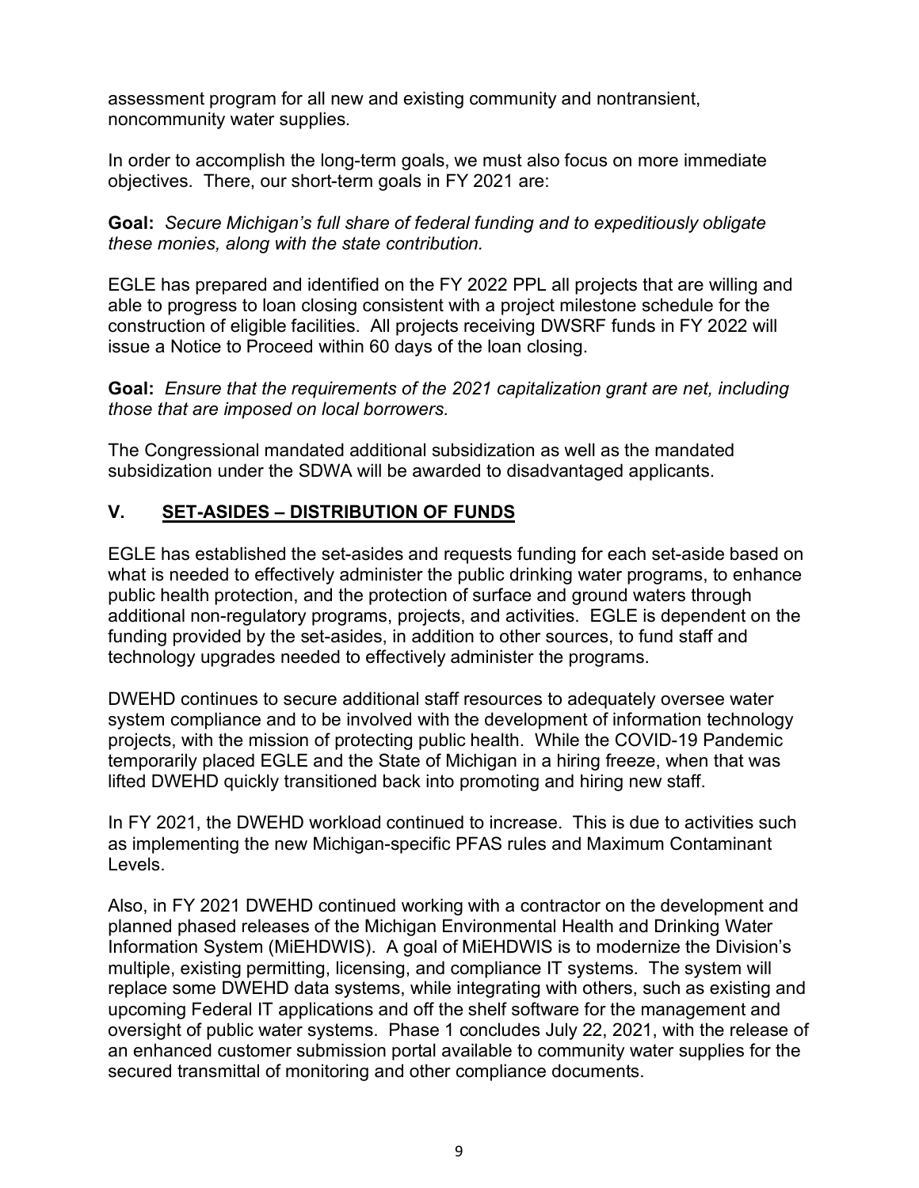assessment program for all new and existing community and nontransient, noncommunity water supplies.

In order to accomplish the long-term goals, we must also focus on more immediate objectives. There, our short-term goals in FY 2021 are:

**Goal:** *Secure Michigan's full share of federal funding and to expeditiously obligate these monies, along with the state contribution.*

EGLE has prepared and identified on the FY 2022 PPL all projects that are willing and able to progress to loan closing consistent with a project milestone schedule for the construction of eligible facilities. All projects receiving DWSRF funds in FY 2022 will issue a Notice to Proceed within 60 days of the loan closing.

**Goal:** *Ensure that the requirements of the 2021 capitalization grant are net, including those that are imposed on local borrowers.*

The Congressional mandated additional subsidization as well as the mandated subsidization under the SDWA will be awarded to disadvantaged applicants.

## V. SET-ASIDES – DISTRIBUTION OF FUNDS

EGLE has established the set-asides and requests funding for each set-aside based on what is needed to effectively administer the public drinking water programs, to enhance public health protection, and the protection of surface and ground waters through additional non-regulatory programs, projects, and activities. EGLE is dependent on the funding provided by the set-asides, in addition to other sources, to fund staff and technology upgrades needed to effectively administer the programs.

DWEHD continues to secure additional staff resources to adequately oversee water system compliance and to be involved with the development of information technology projects, with the mission of protecting public health. While the COVID-19 Pandemic temporarily placed EGLE and the State of Michigan in a hiring freeze, when that was lifted DWEHD quickly transitioned back into promoting and hiring new staff.

In FY 2021, the DWEHD workload continued to increase. This is due to activities such as implementing the new Michigan-specific PFAS rules and Maximum Contaminant Levels.

Also, in FY 2021 DWEHD continued working with a contractor on the development and planned phased releases of the Michigan Environmental Health and Drinking Water Information System (MiEHDWIS). A goal of MiEHDWIS is to modernize the Division's multiple, existing permitting, licensing, and compliance IT systems. The system will replace some DWEHD data systems, while integrating with others, such as existing and upcoming Federal IT applications and off the shelf software for the management and oversight of public water systems. Phase 1 concludes July 22, 2021, with the release of an enhanced customer submission portal available to community water supplies for the secured transmittal of monitoring and other compliance documents.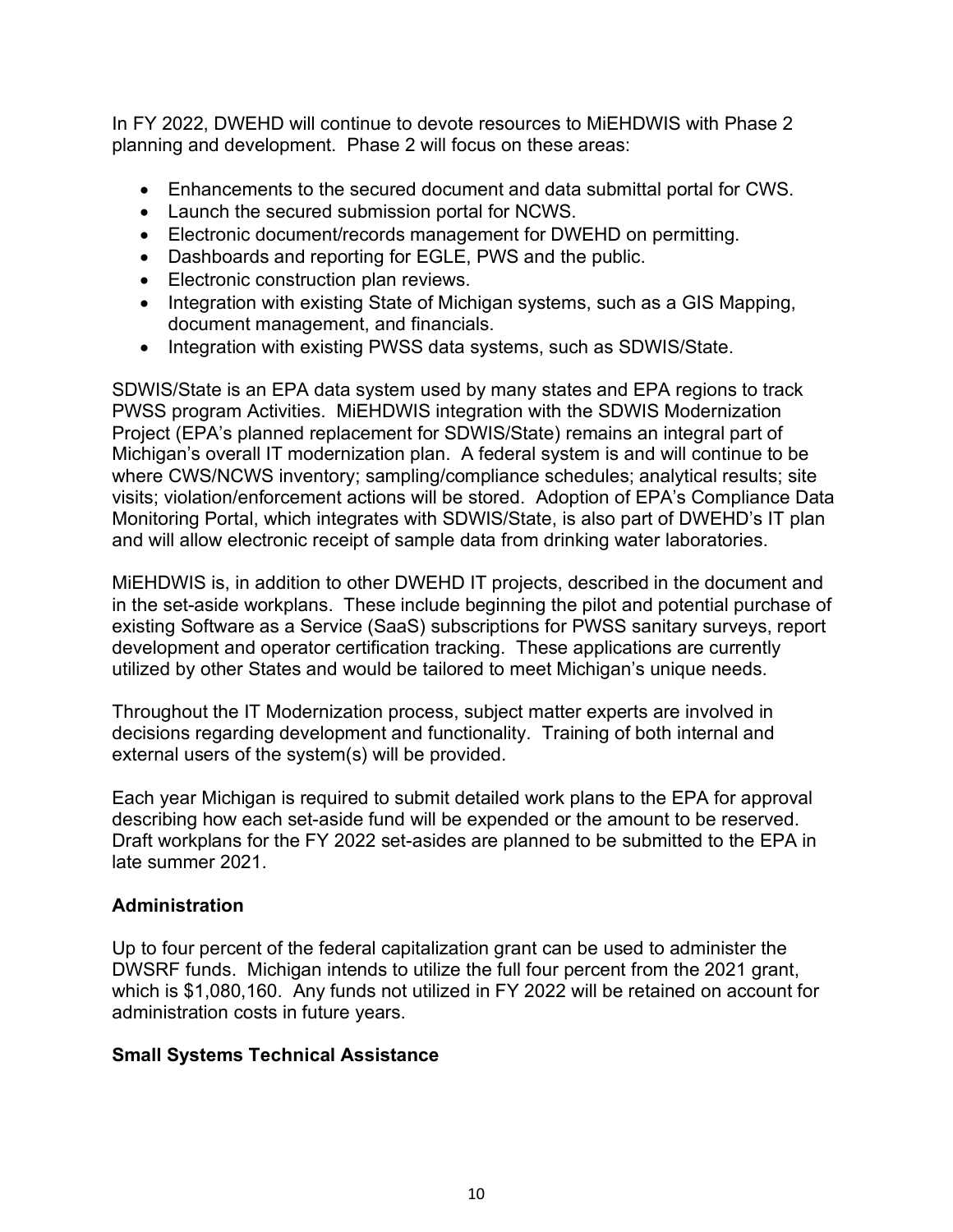In FY 2022, DWEHD will continue to devote resources to MiEHDWIS with Phase 2 planning and development. Phase 2 will focus on these areas:

- Enhancements to the secured document and data submittal portal for CWS.
- Launch the secured submission portal for NCWS.
- Electronic document/records management for DWEHD on permitting.
- Dashboards and reporting for EGLE, PWS and the public.
- Electronic construction plan reviews.
- Integration with existing State of Michigan systems, such as a GIS Mapping, document management, and financials.
- Integration with existing PWSS data systems, such as SDWIS/State.

SDWIS/State is an EPA data system used by many states and EPA regions to track PWSS program Activities. MiEHDWIS integration with the SDWIS Modernization Project (EPA's planned replacement for SDWIS/State) remains an integral part of Michigan's overall IT modernization plan. A federal system is and will continue to be where CWS/NCWS inventory; sampling/compliance schedules; analytical results; site visits; violation/enforcement actions will be stored. Adoption of EPA's Compliance Data Monitoring Portal, which integrates with SDWIS/State, is also part of DWEHD's IT plan and will allow electronic receipt of sample data from drinking water laboratories.

MiEHDWIS is, in addition to other DWEHD IT projects, described in the document and in the set-aside workplans. These include beginning the pilot and potential purchase of existing Software as a Service (SaaS) subscriptions for PWSS sanitary surveys, report development and operator certification tracking. These applications are currently utilized by other States and would be tailored to meet Michigan's unique needs.

Throughout the IT Modernization process, subject matter experts are involved in decisions regarding development and functionality. Training of both internal and external users of the system(s) will be provided.

Each year Michigan is required to submit detailed work plans to the EPA for approval describing how each set-aside fund will be expended or the amount to be reserved. Draft workplans for the FY 2022 set-asides are planned to be submitted to the EPA in late summer 2021.

**Administration**

Up to four percent of the federal capitalization grant can be used to administer the DWSRF funds. Michigan intends to utilize the full four percent from the 2021 grant, which is $1,080,160. Any funds not utilized in FY 2022 will be retained on account for administration costs in future years.

**Small Systems Technical Assistance**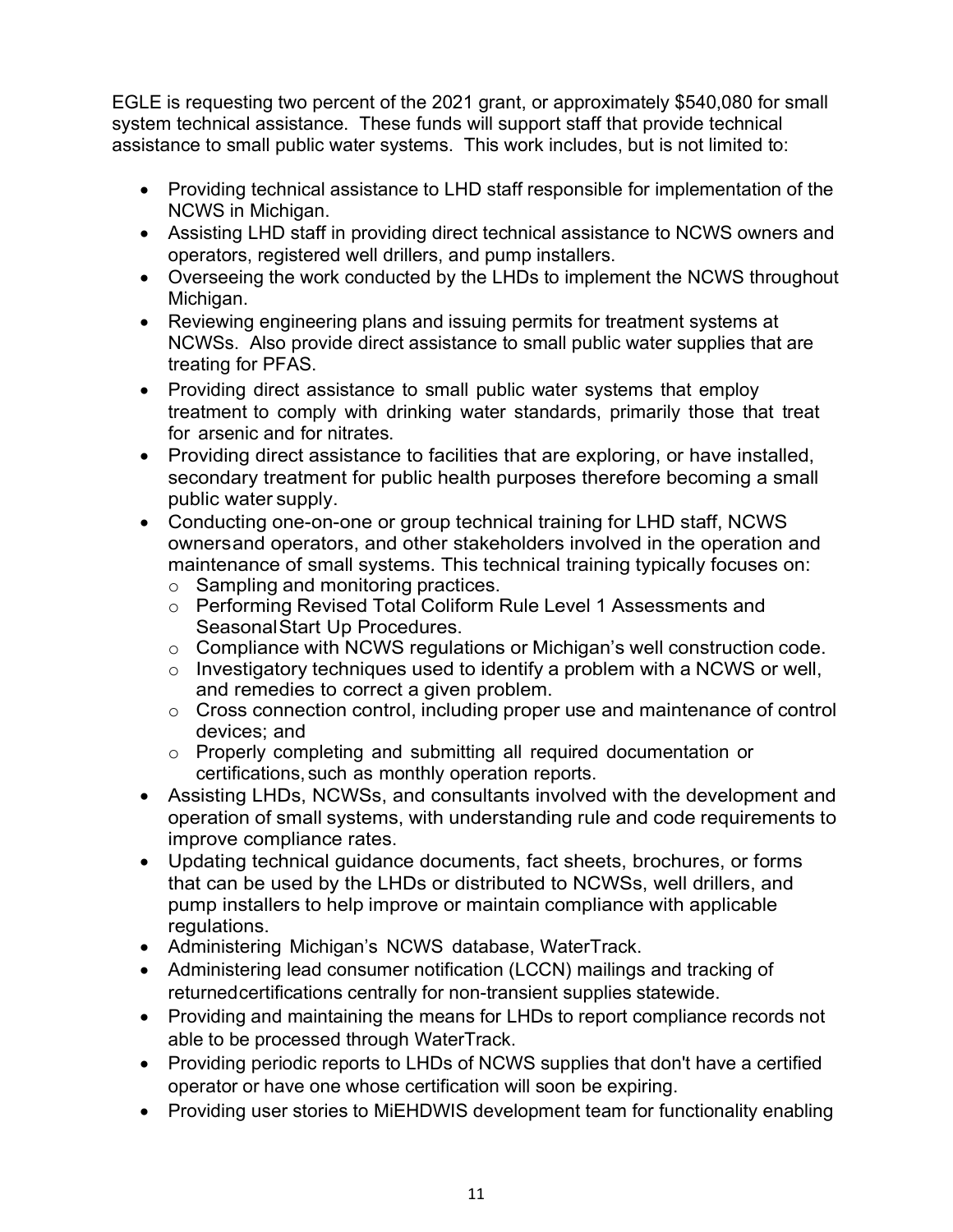EGLE is requesting two percent of the 2021 grant, or approximately $540,080 for small system technical assistance. These funds will support staff that provide technical assistance to small public water systems. This work includes, but is not limited to:

- Providing technical assistance to LHD staff responsible for implementation of the NCWS in Michigan.
- Assisting LHD staff in providing direct technical assistance to NCWS owners and operators, registered well drillers, and pump installers.
- Overseeing the work conducted by the LHDs to implement the NCWS throughout Michigan.
- Reviewing engineering plans and issuing permits for treatment systems at NCWSs. Also provide direct assistance to small public water supplies that are treating for PFAS.
- Providing direct assistance to small public water systems that employ treatment to comply with drinking water standards, primarily those that treat for arsenic and for nitrates.
- Providing direct assistance to facilities that are exploring, or have installed, secondary treatment for public health purposes therefore becoming a small public water supply.
- Conducting one-on-one or group technical training for LHD staff, NCWS owners and operators, and other stakeholders involved in the operation and maintenance of small systems. This technical training typically focuses on:
  - Sampling and monitoring practices.
  - Performing Revised Total Coliform Rule Level 1 Assessments and Seasonal Start Up Procedures.
  - Compliance with NCWS regulations or Michigan's well construction code.
  - Investigatory techniques used to identify a problem with a NCWS or well, and remedies to correct a given problem.
  - Cross connection control, including proper use and maintenance of control devices; and
  - Properly completing and submitting all required documentation or certifications, such as monthly operation reports.
- Assisting LHDs, NCWSs, and consultants involved with the development and operation of small systems, with understanding rule and code requirements to improve compliance rates.
- Updating technical guidance documents, fact sheets, brochures, or forms that can be used by the LHDs or distributed to NCWSs, well drillers, and pump installers to help improve or maintain compliance with applicable regulations.
- Administering Michigan's NCWS database, WaterTrack.
- Administering lead consumer notification (LCCN) mailings and tracking of returned certifications centrally for non-transient supplies statewide.
- Providing and maintaining the means for LHDs to report compliance records not able to be processed through WaterTrack.
- Providing periodic reports to LHDs of NCWS supplies that don't have a certified operator or have one whose certification will soon be expiring.
- Providing user stories to MiEHDWIS development team for functionality enabling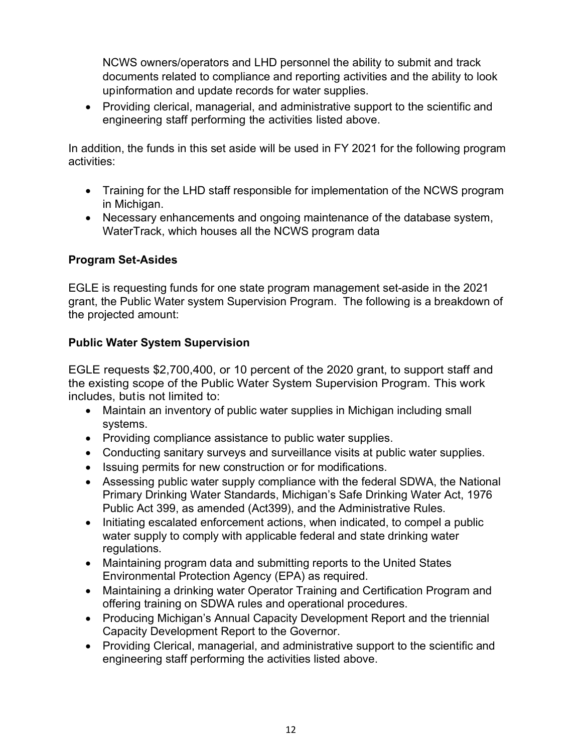NCWS owners/operators and LHD personnel the ability to submit and track documents related to compliance and reporting activities and the ability to look upinformation and update records for water supplies.

- Providing clerical, managerial, and administrative support to the scientific and engineering staff performing the activities listed above.

In addition, the funds in this set aside will be used in FY 2021 for the following program activities:

- Training for the LHD staff responsible for implementation of the NCWS program in Michigan.
- Necessary enhancements and ongoing maintenance of the database system, WaterTrack, which houses all the NCWS program data

**Program Set-Asides**

EGLE is requesting funds for one state program management set-aside in the 2021 grant, the Public Water system Supervision Program. The following is a breakdown of the projected amount:

**Public Water System Supervision**

EGLE requests $2,700,400, or 10 percent of the 2020 grant, to support staff and the existing scope of the Public Water System Supervision Program. This work includes, butis not limited to:

- Maintain an inventory of public water supplies in Michigan including small systems.
- Providing compliance assistance to public water supplies.
- Conducting sanitary surveys and surveillance visits at public water supplies.
- Issuing permits for new construction or for modifications.
- Assessing public water supply compliance with the federal SDWA, the National Primary Drinking Water Standards, Michigan's Safe Drinking Water Act, 1976 Public Act 399, as amended (Act399), and the Administrative Rules.
- Initiating escalated enforcement actions, when indicated, to compel a public water supply to comply with applicable federal and state drinking water regulations.
- Maintaining program data and submitting reports to the United States Environmental Protection Agency (EPA) as required.
- Maintaining a drinking water Operator Training and Certification Program and offering training on SDWA rules and operational procedures.
- Producing Michigan's Annual Capacity Development Report and the triennial Capacity Development Report to the Governor.
- Providing Clerical, managerial, and administrative support to the scientific and engineering staff performing the activities listed above.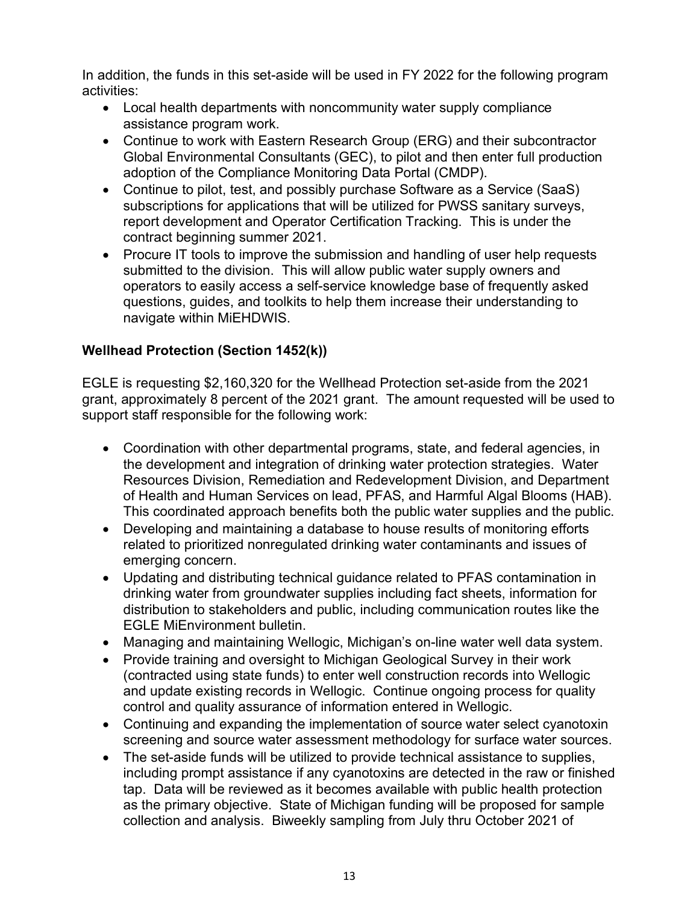In addition, the funds in this set-aside will be used in FY 2022 for the following program activities:

- Local health departments with noncommunity water supply compliance assistance program work.
- Continue to work with Eastern Research Group (ERG) and their subcontractor Global Environmental Consultants (GEC), to pilot and then enter full production adoption of the Compliance Monitoring Data Portal (CMDP).
- Continue to pilot, test, and possibly purchase Software as a Service (SaaS) subscriptions for applications that will be utilized for PWSS sanitary surveys, report development and Operator Certification Tracking. This is under the contract beginning summer 2021.
- Procure IT tools to improve the submission and handling of user help requests submitted to the division. This will allow public water supply owners and operators to easily access a self-service knowledge base of frequently asked questions, guides, and toolkits to help them increase their understanding to navigate within MiEHDWIS.

**Wellhead Protection (Section 1452(k))**

EGLE is requesting $2,160,320 for the Wellhead Protection set-aside from the 2021 grant, approximately 8 percent of the 2021 grant. The amount requested will be used to support staff responsible for the following work:

- Coordination with other departmental programs, state, and federal agencies, in the development and integration of drinking water protection strategies. Water Resources Division, Remediation and Redevelopment Division, and Department of Health and Human Services on lead, PFAS, and Harmful Algal Blooms (HAB). This coordinated approach benefits both the public water supplies and the public.
- Developing and maintaining a database to house results of monitoring efforts related to prioritized nonregulated drinking water contaminants and issues of emerging concern.
- Updating and distributing technical guidance related to PFAS contamination in drinking water from groundwater supplies including fact sheets, information for distribution to stakeholders and public, including communication routes like the EGLE MiEnvironment bulletin.
- Managing and maintaining Wellogic, Michigan's on-line water well data system.
- Provide training and oversight to Michigan Geological Survey in their work (contracted using state funds) to enter well construction records into Wellogic and update existing records in Wellogic. Continue ongoing process for quality control and quality assurance of information entered in Wellogic.
- Continuing and expanding the implementation of source water select cyanotoxin screening and source water assessment methodology for surface water sources.
- The set-aside funds will be utilized to provide technical assistance to supplies, including prompt assistance if any cyanotoxins are detected in the raw or finished tap. Data will be reviewed as it becomes available with public health protection as the primary objective. State of Michigan funding will be proposed for sample collection and analysis. Biweekly sampling from July thru October 2021 of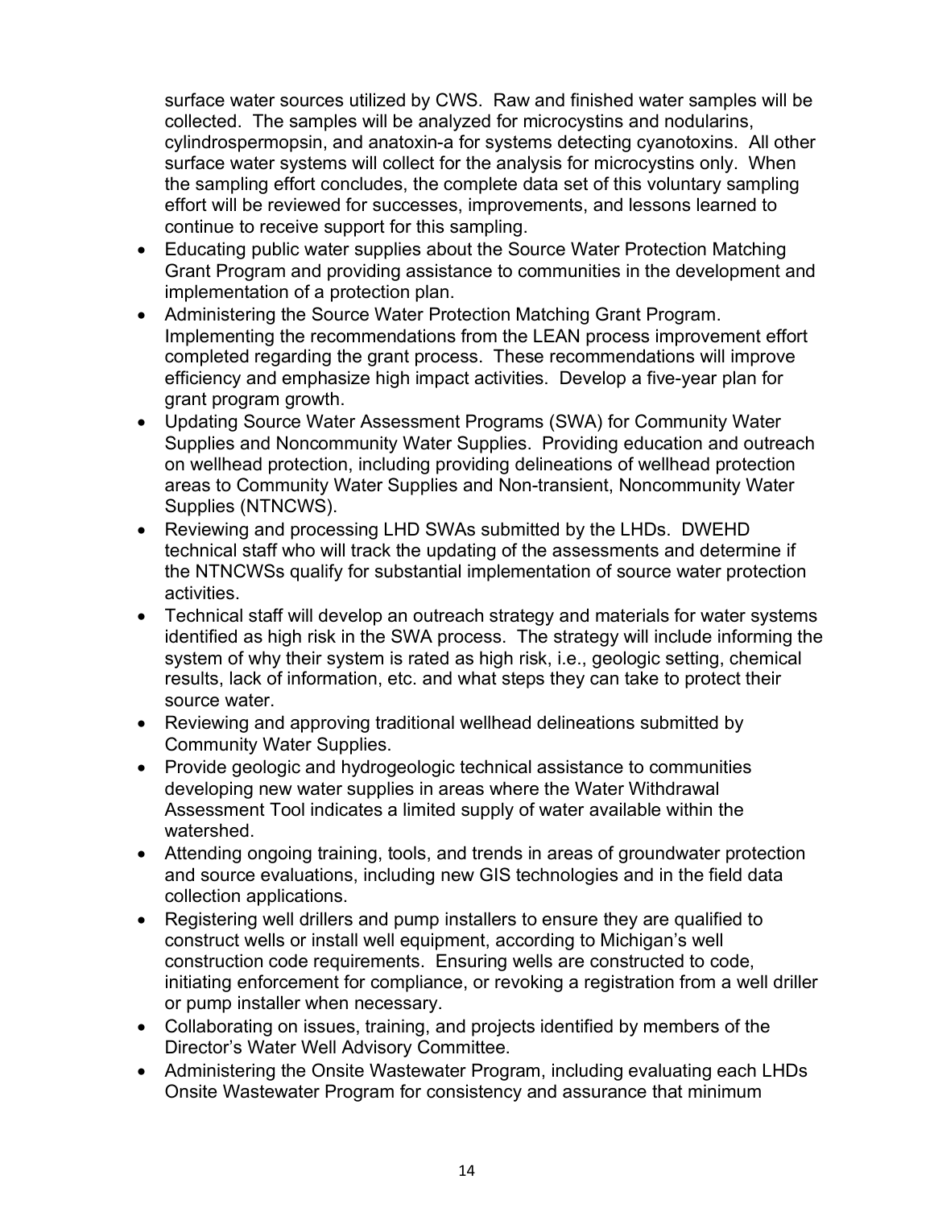surface water sources utilized by CWS. Raw and finished water samples will be collected. The samples will be analyzed for microcystins and nodularins, cylindrospermopsin, and anatoxin-a for systems detecting cyanotoxins. All other surface water systems will collect for the analysis for microcystins only. When the sampling effort concludes, the complete data set of this voluntary sampling effort will be reviewed for successes, improvements, and lessons learned to continue to receive support for this sampling.

- Educating public water supplies about the Source Water Protection Matching Grant Program and providing assistance to communities in the development and implementation of a protection plan.
- Administering the Source Water Protection Matching Grant Program. Implementing the recommendations from the LEAN process improvement effort completed regarding the grant process. These recommendations will improve efficiency and emphasize high impact activities. Develop a five-year plan for grant program growth.
- Updating Source Water Assessment Programs (SWA) for Community Water Supplies and Noncommunity Water Supplies. Providing education and outreach on wellhead protection, including providing delineations of wellhead protection areas to Community Water Supplies and Non-transient, Noncommunity Water Supplies (NTNCWS).
- Reviewing and processing LHD SWAs submitted by the LHDs. DWEHD technical staff who will track the updating of the assessments and determine if the NTNCWSs qualify for substantial implementation of source water protection activities.
- Technical staff will develop an outreach strategy and materials for water systems identified as high risk in the SWA process. The strategy will include informing the system of why their system is rated as high risk, i.e., geologic setting, chemical results, lack of information, etc. and what steps they can take to protect their source water.
- Reviewing and approving traditional wellhead delineations submitted by Community Water Supplies.
- Provide geologic and hydrogeologic technical assistance to communities developing new water supplies in areas where the Water Withdrawal Assessment Tool indicates a limited supply of water available within the watershed.
- Attending ongoing training, tools, and trends in areas of groundwater protection and source evaluations, including new GIS technologies and in the field data collection applications.
- Registering well drillers and pump installers to ensure they are qualified to construct wells or install well equipment, according to Michigan's well construction code requirements. Ensuring wells are constructed to code, initiating enforcement for compliance, or revoking a registration from a well driller or pump installer when necessary.
- Collaborating on issues, training, and projects identified by members of the Director's Water Well Advisory Committee.
- Administering the Onsite Wastewater Program, including evaluating each LHDs Onsite Wastewater Program for consistency and assurance that minimum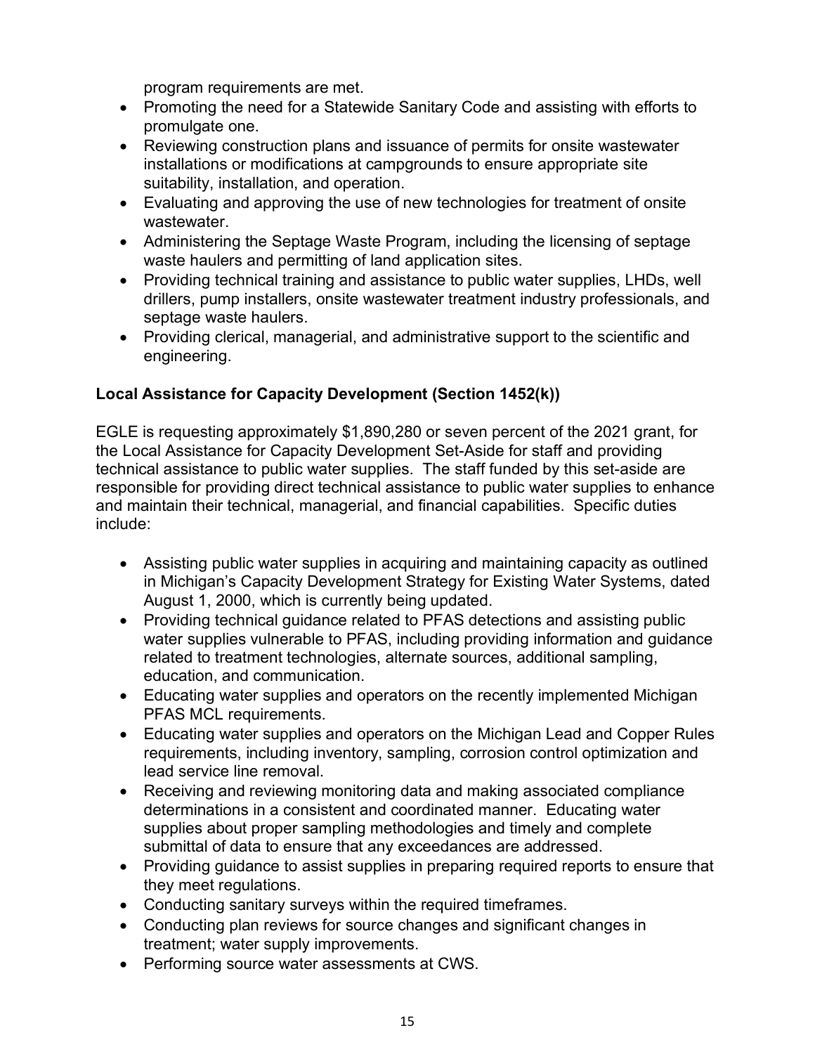program requirements are met.

- Promoting the need for a Statewide Sanitary Code and assisting with efforts to promulgate one.
- Reviewing construction plans and issuance of permits for onsite wastewater installations or modifications at campgrounds to ensure appropriate site suitability, installation, and operation.
- Evaluating and approving the use of new technologies for treatment of onsite wastewater.
- Administering the Septage Waste Program, including the licensing of septage waste haulers and permitting of land application sites.
- Providing technical training and assistance to public water supplies, LHDs, well drillers, pump installers, onsite wastewater treatment industry professionals, and septage waste haulers.
- Providing clerical, managerial, and administrative support to the scientific and engineering.

**Local Assistance for Capacity Development (Section 1452(k))**

EGLE is requesting approximately $1,890,280 or seven percent of the 2021 grant, for the Local Assistance for Capacity Development Set-Aside for staff and providing technical assistance to public water supplies. The staff funded by this set-aside are responsible for providing direct technical assistance to public water supplies to enhance and maintain their technical, managerial, and financial capabilities. Specific duties include:

- Assisting public water supplies in acquiring and maintaining capacity as outlined in Michigan's Capacity Development Strategy for Existing Water Systems, dated August 1, 2000, which is currently being updated.
- Providing technical guidance related to PFAS detections and assisting public water supplies vulnerable to PFAS, including providing information and guidance related to treatment technologies, alternate sources, additional sampling, education, and communication.
- Educating water supplies and operators on the recently implemented Michigan PFAS MCL requirements.
- Educating water supplies and operators on the Michigan Lead and Copper Rules requirements, including inventory, sampling, corrosion control optimization and lead service line removal.
- Receiving and reviewing monitoring data and making associated compliance determinations in a consistent and coordinated manner. Educating water supplies about proper sampling methodologies and timely and complete submittal of data to ensure that any exceedances are addressed.
- Providing guidance to assist supplies in preparing required reports to ensure that they meet regulations.
- Conducting sanitary surveys within the required timeframes.
- Conducting plan reviews for source changes and significant changes in treatment; water supply improvements.
- Performing source water assessments at CWS.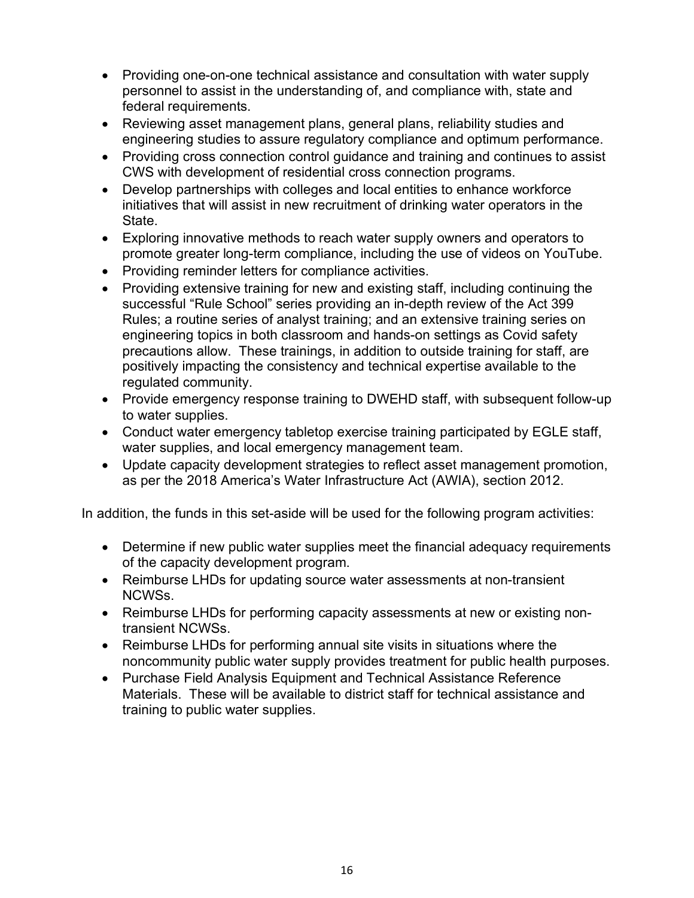- Providing one-on-one technical assistance and consultation with water supply personnel to assist in the understanding of, and compliance with, state and federal requirements.
- Reviewing asset management plans, general plans, reliability studies and engineering studies to assure regulatory compliance and optimum performance.
- Providing cross connection control guidance and training and continues to assist CWS with development of residential cross connection programs.
- Develop partnerships with colleges and local entities to enhance workforce initiatives that will assist in new recruitment of drinking water operators in the State.
- Exploring innovative methods to reach water supply owners and operators to promote greater long-term compliance, including the use of videos on YouTube.
- Providing reminder letters for compliance activities.
- Providing extensive training for new and existing staff, including continuing the successful "Rule School" series providing an in-depth review of the Act 399 Rules; a routine series of analyst training; and an extensive training series on engineering topics in both classroom and hands-on settings as Covid safety precautions allow. These trainings, in addition to outside training for staff, are positively impacting the consistency and technical expertise available to the regulated community.
- Provide emergency response training to DWEHD staff, with subsequent follow-up to water supplies.
- Conduct water emergency tabletop exercise training participated by EGLE staff, water supplies, and local emergency management team.
- Update capacity development strategies to reflect asset management promotion, as per the 2018 America's Water Infrastructure Act (AWIA), section 2012.

In addition, the funds in this set-aside will be used for the following program activities:

- Determine if new public water supplies meet the financial adequacy requirements of the capacity development program.
- Reimburse LHDs for updating source water assessments at non-transient NCWSs.
- Reimburse LHDs for performing capacity assessments at new or existing non-transient NCWSs.
- Reimburse LHDs for performing annual site visits in situations where the noncommunity public water supply provides treatment for public health purposes.
- Purchase Field Analysis Equipment and Technical Assistance Reference Materials. These will be available to district staff for technical assistance and training to public water supplies.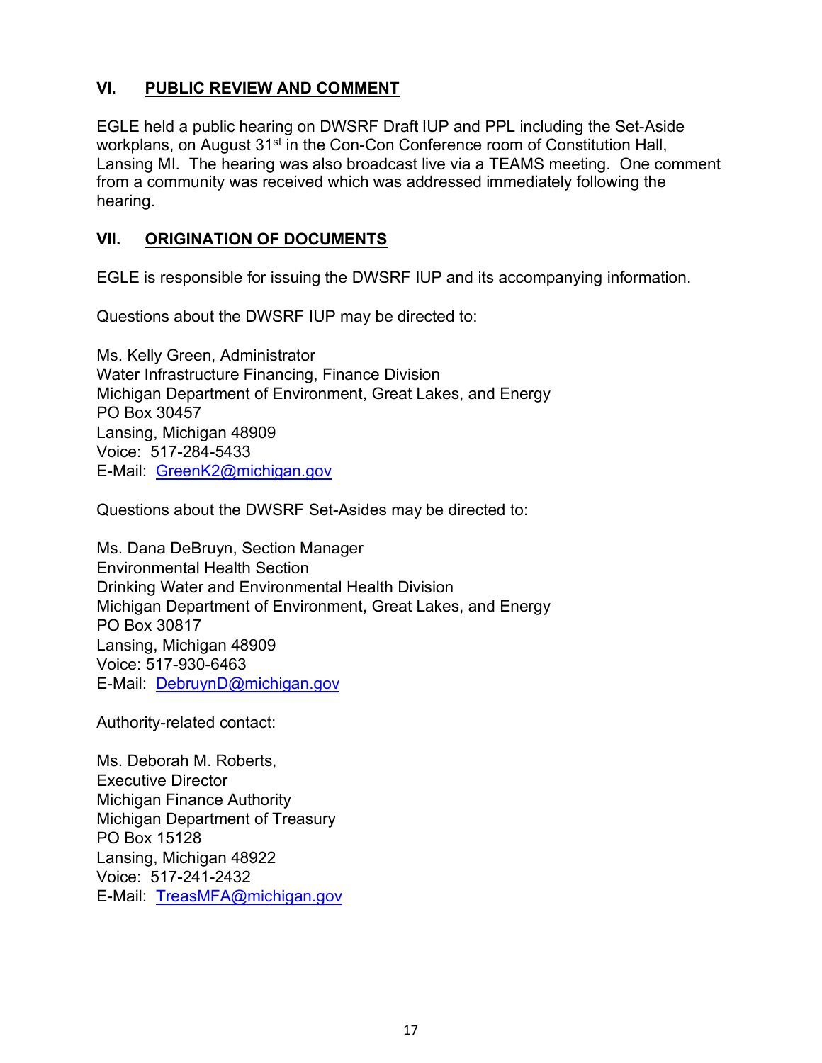## VI. PUBLIC REVIEW AND COMMENT

EGLE held a public hearing on DWSRF Draft IUP and PPL including the Set-Aside workplans, on August 31st in the Con-Con Conference room of Constitution Hall, Lansing MI. The hearing was also broadcast live via a TEAMS meeting. One comment from a community was received which was addressed immediately following the hearing.

## VII. ORIGINATION OF DOCUMENTS

EGLE is responsible for issuing the DWSRF IUP and its accompanying information.

Questions about the DWSRF IUP may be directed to:

Ms. Kelly Green, Administrator
Water Infrastructure Financing, Finance Division
Michigan Department of Environment, Great Lakes, and Energy
PO Box 30457
Lansing, Michigan 48909
Voice: 517-284-5433
E-Mail: GreenK2@michigan.gov

Questions about the DWSRF Set-Asides may be directed to:

Ms. Dana DeBruyn, Section Manager
Environmental Health Section
Drinking Water and Environmental Health Division
Michigan Department of Environment, Great Lakes, and Energy
PO Box 30817
Lansing, Michigan 48909
Voice: 517-930-6463
E-Mail: DebruynD@michigan.gov

Authority-related contact:

Ms. Deborah M. Roberts,
Executive Director
Michigan Finance Authority
Michigan Department of Treasury
PO Box 15128
Lansing, Michigan 48922
Voice: 517-241-2432
E-Mail: TreasMFA@michigan.gov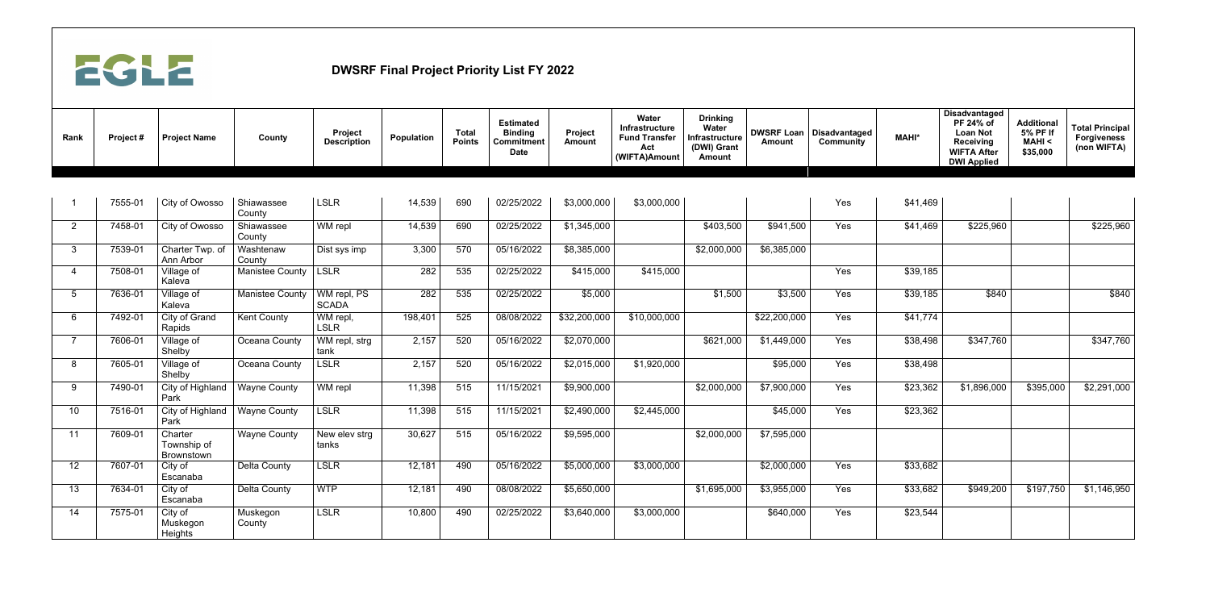EGLE

# DWSRF Final Project Priority List FY 2022

| Rank | Project # | Project Name | County | Project Description | Population | Total Points | Estimated Binding Commitment Date | Project Amount | Water Infrastructure Fund Transfer Act (WIFTA)Amount | Drinking Water Infrastructure (DWI) Grant Amount | DWSRF Loan Amount | Disadvantaged Community | MAHI* | Disadvantaged PF 24% of Loan Not Receiving WIFTA After DWI Applied | Additional 5% PF If MAHI < $35,000 | Total Principal Forgiveness (non WIFTA) |
|---|---|---|---|---|---|---|---|---|---|---|---|---|---|---|---|---|
| 1 | 7555-01 | City of Owosso | Shiawassee County | LSLR | 14,539 | 690 | 02/25/2022 | $3,000,000 | $3,000,000 | | | Yes | $41,469 | | | |
| 2 | 7458-01 | City of Owosso | Shiawassee County | WM repl | 14,539 | 690 | 02/25/2022 | $1,345,000 | | $403,500 | $941,500 | Yes | $41,469 | $225,960 | | $225,960 |
| 3 | 7539-01 | Charter Twp. of Ann Arbor | Washtenaw County | Dist sys imp | 3,300 | 570 | 05/16/2022 | $8,385,000 | | $2,000,000 | $6,385,000 | | | | | |
| 4 | 7508-01 | Village of Kaleva | Manistee County | LSLR | 282 | 535 | 02/25/2022 | $415,000 | $415,000 | | | Yes | $39,185 | | | |
| 5 | 7636-01 | Village of Kaleva | Manistee County | WM repl, PS SCADA | 282 | 535 | 02/25/2022 | $5,000 | | $1,500 | $3,500 | Yes | $39,185 | $840 | | $840 |
| 6 | 7492-01 | City of Grand Rapids | Kent County | WM repl, LSLR | 198,401 | 525 | 08/08/2022 | $32,200,000 | $10,000,000 | | $22,200,000 | Yes | $41,774 | | | |
| 7 | 7606-01 | Village of Shelby | Oceana County | WM repl, strg tank | 2,157 | 520 | 05/16/2022 | $2,070,000 | | $621,000 | $1,449,000 | Yes | $38,498 | $347,760 | | $347,760 |
| 8 | 7605-01 | Village of Shelby | Oceana County | LSLR | 2,157 | 520 | 05/16/2022 | $2,015,000 | $1,920,000 | | $95,000 | Yes | $38,498 | | | |
| 9 | 7490-01 | City of Highland Park | Wayne County | WM repl | 11,398 | 515 | 11/15/2021 | $9,900,000 | | $2,000,000 | $7,900,000 | Yes | $23,362 | $1,896,000 | $395,000 | $2,291,000 |
| 10 | 7516-01 | City of Highland Park | Wayne County | LSLR | 11,398 | 515 | 11/15/2021 | $2,490,000 | $2,445,000 | | $45,000 | Yes | $23,362 | | | |
| 11 | 7609-01 | Charter Township of Brownstown | Wayne County | New elev strg tanks | 30,627 | 515 | 05/16/2022 | $9,595,000 | | $2,000,000 | $7,595,000 | | | | | |
| 12 | 7607-01 | City of Escanaba | Delta County | LSLR | 12,181 | 490 | 05/16/2022 | $5,000,000 | $3,000,000 | | $2,000,000 | Yes | $33,682 | | | |
| 13 | 7634-01 | City of Escanaba | Delta County | WTP | 12,181 | 490 | 08/08/2022 | $5,650,000 | | $1,695,000 | $3,955,000 | Yes | $33,682 | $949,200 | $197,750 | $1,146,950 |
| 14 | 7575-01 | City of Muskegon Heights | Muskegon County | LSLR | 10,800 | 490 | 02/25/2022 | $3,640,000 | $3,000,000 | | $640,000 | Yes | $23,544 | | | |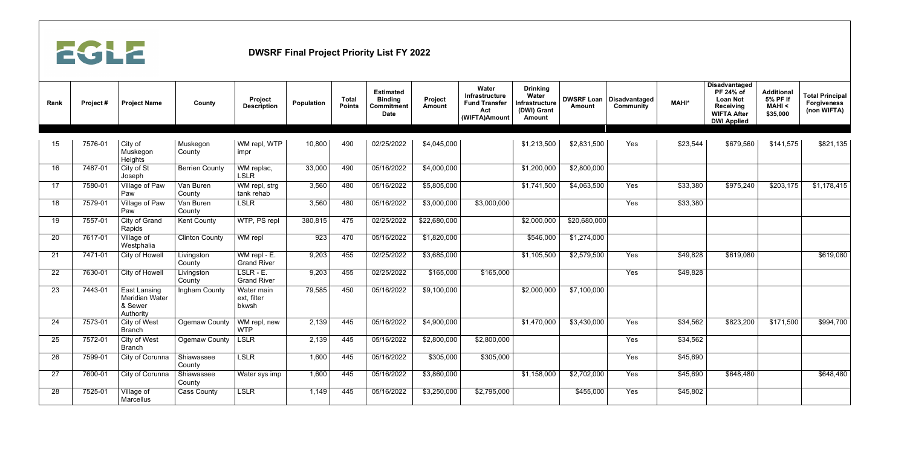EGLE

# DWSRF Final Project Priority List FY 2022

| Rank | Project # | Project Name | County | Project Description | Population | Total Points | Estimated Binding Commitment Date | Project Amount | Water Infrastructure Fund Transfer Act (WIFTA)Amount | Drinking Water Infrastructure (DWI) Grant Amount | DWSRF Loan Amount | Disadvantaged Community | MAHI* | Disadvantaged PF 24% of Loan Not Receiving WIFTA After DWI Applied | Additional 5% PF If MAHI < $35,000 | Total Principal Forgiveness (non WIFTA) |
|---|---|---|---|---|---|---|---|---|---|---|---|---|---|---|---|---|
| 15 | 7576-01 | City of Muskegon Heights | Muskegon County | WM repl, WTP impr | 10,800 | 490 | 02/25/2022 | $4,045,000 | | $1,213,500 | $2,831,500 | Yes | $23,544 | $679,560 | $141,575 | $821,135 |
| 16 | 7487-01 | City of St Joseph | Berrien County | WM replac, LSLR | 33,000 | 490 | 05/16/2022 | $4,000,000 | | $1,200,000 | $2,800,000 | | | | | |
| 17 | 7580-01 | Village of Paw Paw | Van Buren County | WM repl, strg tank rehab | 3,560 | 480 | 05/16/2022 | $5,805,000 | | $1,741,500 | $4,063,500 | Yes | $33,380 | $975,240 | $203,175 | $1,178,415 |
| 18 | 7579-01 | Village of Paw Paw | Van Buren County | LSLR | 3,560 | 480 | 05/16/2022 | $3,000,000 | $3,000,000 | | | Yes | $33,380 | | | |
| 19 | 7557-01 | City of Grand Rapids | Kent County | WTP, PS repl | 380,815 | 475 | 02/25/2022 | $22,680,000 | | $2,000,000 | $20,680,000 | | | | | |
| 20 | 7617-01 | Village of Westphalia | Clinton County | WM repl | 923 | 470 | 05/16/2022 | $1,820,000 | | $546,000 | $1,274,000 | | | | | |
| 21 | 7471-01 | City of Howell | Livingston County | WM repl - E. Grand River | 9,203 | 455 | 02/25/2022 | $3,685,000 | | $1,105,500 | $2,579,500 | Yes | $49,828 | $619,080 | | $619,080 |
| 22 | 7630-01 | City of Howell | Livingston County | LSLR - E. Grand River | 9,203 | 455 | 02/25/2022 | $165,000 | $165,000 | | | Yes | $49,828 | | | |
| 23 | 7443-01 | East Lansing Meridian Water & Sewer Authority | Ingham County | Water main ext, filter bkwsh | 79,585 | 450 | 05/16/2022 | $9,100,000 | | $2,000,000 | $7,100,000 | | | | | |
| 24 | 7573-01 | City of West Branch | Ogemaw County | WM repl, new WTP | 2,139 | 445 | 05/16/2022 | $4,900,000 | | $1,470,000 | $3,430,000 | Yes | $34,562 | $823,200 | $171,500 | $994,700 |
| 25 | 7572-01 | City of West Branch | Ogemaw County | LSLR | 2,139 | 445 | 05/16/2022 | $2,800,000 | $2,800,000 | | | Yes | $34,562 | | | |
| 26 | 7599-01 | City of Corunna | Shiawassee County | LSLR | 1,600 | 445 | 05/16/2022 | $305,000 | $305,000 | | | Yes | $45,690 | | | |
| 27 | 7600-01 | City of Corunna | Shiawassee County | Water sys imp | 1,600 | 445 | 05/16/2022 | $3,860,000 | | $1,158,000 | $2,702,000 | Yes | $45,690 | $648,480 | | $648,480 |
| 28 | 7525-01 | Village of Marcellus | Cass County | LSLR | 1,149 | 445 | 05/16/2022 | $3,250,000 | $2,795,000 | | $455,000 | Yes | $45,802 | | | |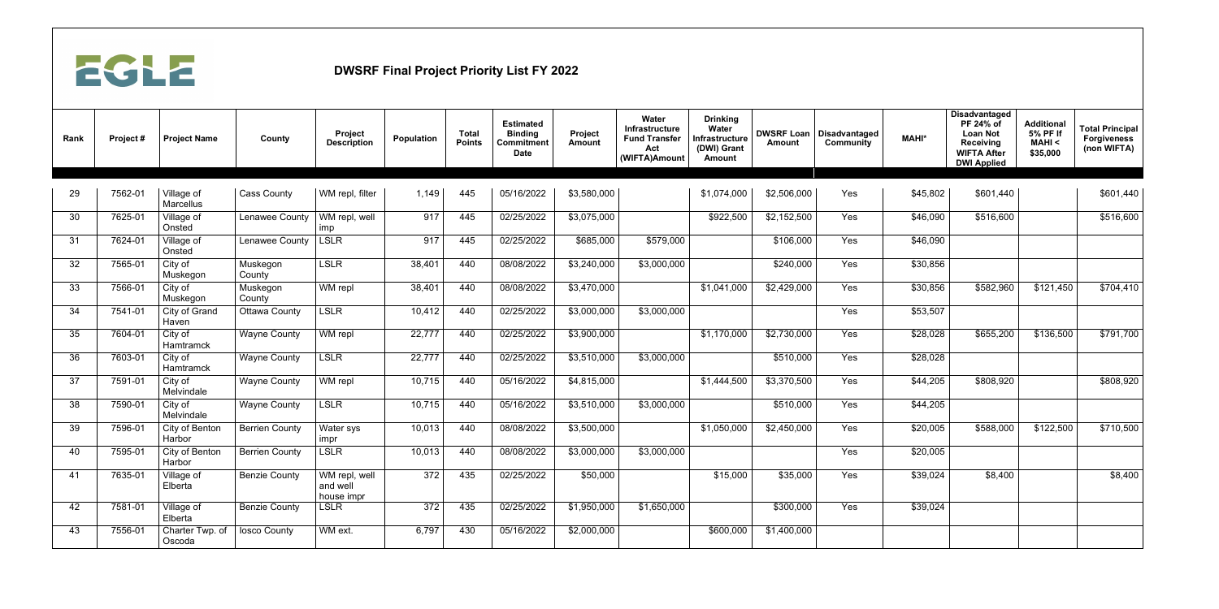EGLE

## DWSRF Final Project Priority List FY 2022

| Rank | Project # | Project Name | County | Project Description | Population | Total Points | Estimated Binding Commitment Date | Project Amount | Water Infrastructure Fund Transfer Act (WIFTA)Amount | Drinking Water Infrastructure (DWI) Grant Amount | DWSRF Loan Amount | Disadvantaged Community | MAHI* | Disadvantaged PF 24% of Loan Not Receiving WIFTA After DWI Applied | Additional 5% PF If MAHI < $35,000 | Total Principal Forgiveness (non WIFTA) |
|---|---|---|---|---|---|---|---|---|---|---|---|---|---|---|---|---|
| 29 | 7562-01 | Village of Marcellus | Cass County | WM repl, filter | 1,149 | 445 | 05/16/2022 | $3,580,000 | | $1,074,000 | $2,506,000 | Yes | $45,802 | $601,440 | | $601,440 |
| 30 | 7625-01 | Village of Onsted | Lenawee County | WM repl, well imp | 917 | 445 | 02/25/2022 | $3,075,000 | | $922,500 | $2,152,500 | Yes | $46,090 | $516,600 | | $516,600 |
| 31 | 7624-01 | Village of Onsted | Lenawee County | LSLR | 917 | 445 | 02/25/2022 | $685,000 | $579,000 | | $106,000 | Yes | $46,090 | | | |
| 32 | 7565-01 | City of Muskegon | Muskegon County | LSLR | 38,401 | 440 | 08/08/2022 | $3,240,000 | $3,000,000 | | $240,000 | Yes | $30,856 | | | |
| 33 | 7566-01 | City of Muskegon | Muskegon County | WM repl | 38,401 | 440 | 08/08/2022 | $3,470,000 | | $1,041,000 | $2,429,000 | Yes | $30,856 | $582,960 | $121,450 | $704,410 |
| 34 | 7541-01 | City of Grand Haven | Ottawa County | LSLR | 10,412 | 440 | 02/25/2022 | $3,000,000 | $3,000,000 | | | Yes | $53,507 | | | |
| 35 | 7604-01 | City of Hamtramck | Wayne County | WM repl | 22,777 | 440 | 02/25/2022 | $3,900,000 | | $1,170,000 | $2,730,000 | Yes | $28,028 | $655,200 | $136,500 | $791,700 |
| 36 | 7603-01 | City of Hamtramck | Wayne County | LSLR | 22,777 | 440 | 02/25/2022 | $3,510,000 | $3,000,000 | | $510,000 | Yes | $28,028 | | | |
| 37 | 7591-01 | City of Melvindale | Wayne County | WM repl | 10,715 | 440 | 05/16/2022 | $4,815,000 | | $1,444,500 | $3,370,500 | Yes | $44,205 | $808,920 | | $808,920 |
| 38 | 7590-01 | City of Melvindale | Wayne County | LSLR | 10,715 | 440 | 05/16/2022 | $3,510,000 | $3,000,000 | | $510,000 | Yes | $44,205 | | | |
| 39 | 7596-01 | City of Benton Harbor | Berrien County | Water sys impr | 10,013 | 440 | 08/08/2022 | $3,500,000 | | $1,050,000 | $2,450,000 | Yes | $20,005 | $588,000 | $122,500 | $710,500 |
| 40 | 7595-01 | City of Benton Harbor | Berrien County | LSLR | 10,013 | 440 | 08/08/2022 | $3,000,000 | $3,000,000 | | | Yes | $20,005 | | | |
| 41 | 7635-01 | Village of Elberta | Benzie County | WM repl, well and well house impr | 372 | 435 | 02/25/2022 | $50,000 | | $15,000 | $35,000 | Yes | $39,024 | $8,400 | | $8,400 |
| 42 | 7581-01 | Village of Elberta | Benzie County | LSLR | 372 | 435 | 02/25/2022 | $1,950,000 | $1,650,000 | | $300,000 | Yes | $39,024 | | | |
| 43 | 7556-01 | Charter Twp. of Oscoda | Iosco County | WM ext. | 6,797 | 430 | 05/16/2022 | $2,000,000 | | $600,000 | $1,400,000 | | | | | |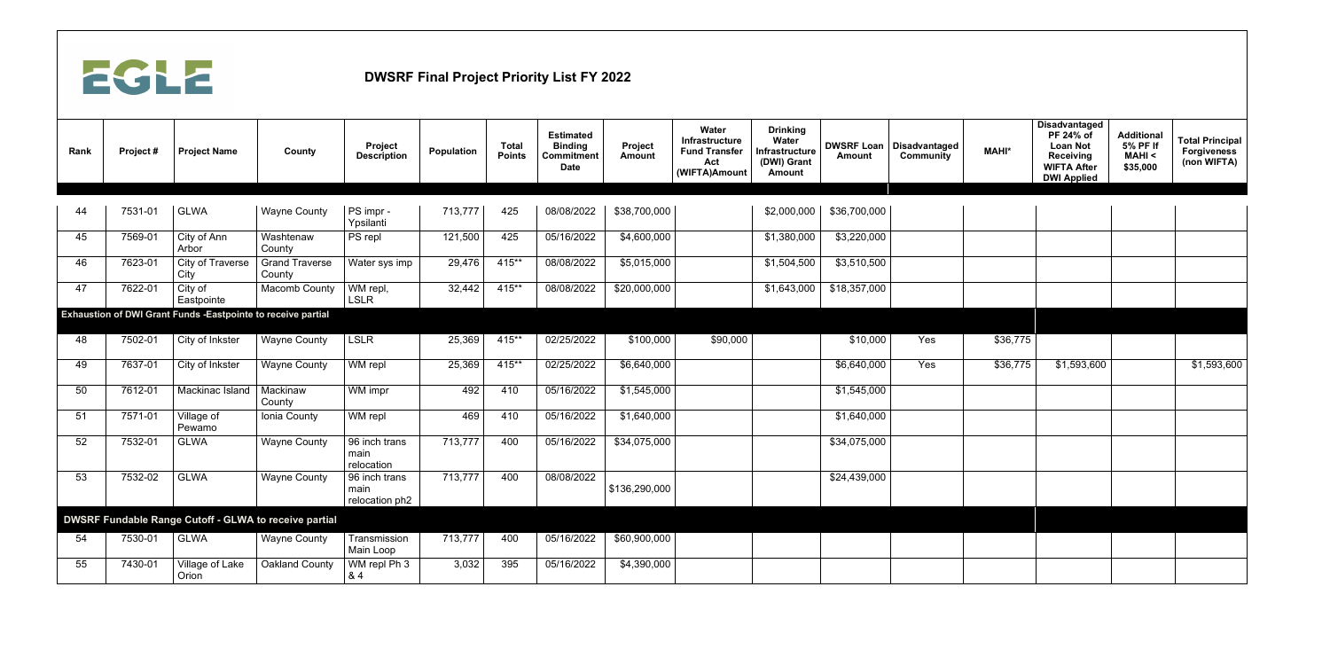EGLE

# DWSRF Final Project Priority List FY 2022

| Rank | Project # | Project Name | County | Project Description | Population | Total Points | Estimated Binding Commitment Date | Project Amount | Water Infrastructure Fund Transfer Act (WIFTA)Amount | Drinking Water Infrastructure (DWI) Grant Amount | DWSRF Loan Amount | Disadvantaged Community | MAHI* | Disadvantaged PF 24% of Loan Not Receiving WIFTA After DWI Applied | Additional 5% PF If MAHI < $35,000 | Total Principal Forgiveness (non WIFTA) |
|---|---|---|---|---|---|---|---|---|---|---|---|---|---|---|---|---|
| 44 | 7531-01 | GLWA | Wayne County | PS impr - Ypsilanti | 713,777 | 425 | 08/08/2022 | $38,700,000 | | $2,000,000 | $36,700,000 | | | | | |
| 45 | 7569-01 | City of Ann Arbor | Washtenaw County | PS repl | 121,500 | 425 | 05/16/2022 | $4,600,000 | | $1,380,000 | $3,220,000 | | | | | |
| 46 | 7623-01 | City of Traverse City | Grand Traverse County | Water sys imp | 29,476 | 415** | 08/08/2022 | $5,015,000 | | $1,504,500 | $3,510,500 | | | | | |
| 47 | 7622-01 | City of Eastpointe | Macomb County | WM repl, LSLR | 32,442 | 415** | 08/08/2022 | $20,000,000 | | $1,643,000 | $18,357,000 | | | | | |
| **Exhaustion of DWI Grant Funds -Eastpointe to receive partial** | | | | | | | | | | | | | | | | |
| 48 | 7502-01 | City of Inkster | Wayne County | LSLR | 25,369 | 415** | 02/25/2022 | $100,000 | $90,000 | | $10,000 | Yes | $36,775 | | | |
| 49 | 7637-01 | City of Inkster | Wayne County | WM repl | 25,369 | 415** | 02/25/2022 | $6,640,000 | | | $6,640,000 | Yes | $36,775 | $1,593,600 | | $1,593,600 |
| 50 | 7612-01 | Mackinac Island | Mackinaw County | WM impr | 492 | 410 | 05/16/2022 | $1,545,000 | | | $1,545,000 | | | | | |
| 51 | 7571-01 | Village of Pewamo | Ionia County | WM repl | 469 | 410 | 05/16/2022 | $1,640,000 | | | $1,640,000 | | | | | |
| 52 | 7532-01 | GLWA | Wayne County | 96 inch trans main relocation | 713,777 | 400 | 05/16/2022 | $34,075,000 | | | $34,075,000 | | | | | |
| 53 | 7532-02 | GLWA | Wayne County | 96 inch trans main relocation ph2 | 713,777 | 400 | 08/08/2022 | $136,290,000 | | | $24,439,000 | | | | | |
| **DWSRF Fundable Range Cutoff - GLWA to receive partial** | | | | | | | | | | | | | | | | |
| 54 | 7530-01 | GLWA | Wayne County | Transmission Main Loop | 713,777 | 400 | 05/16/2022 | $60,900,000 | | | | | | | | |
| 55 | 7430-01 | Village of Lake Orion | Oakland County | WM repl Ph 3 & 4 | 3,032 | 395 | 05/16/2022 | $4,390,000 | | | | | | | | |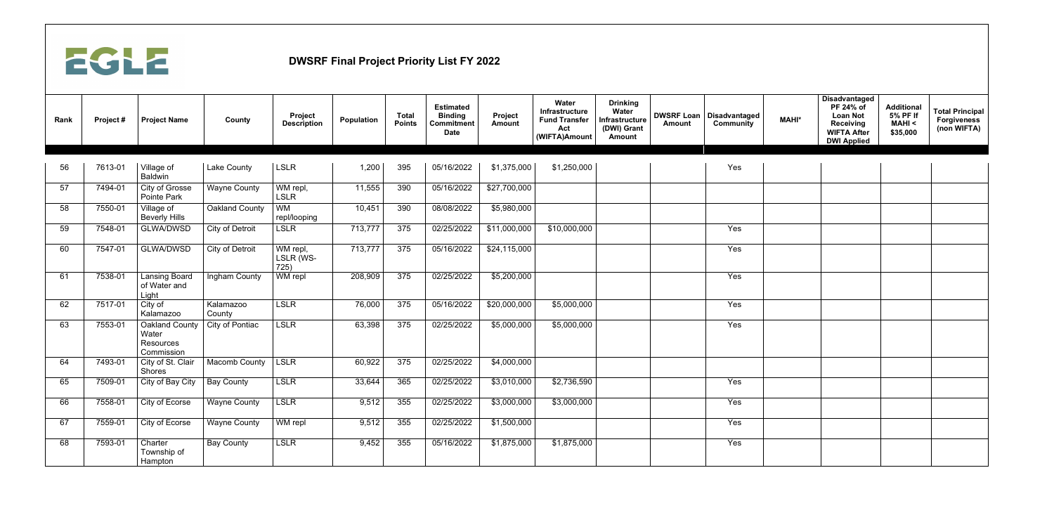# DWSRF Final Project Priority List FY 2022

| Rank | Project # | Project Name | County | Project Description | Population | Total Points | Estimated Binding Commitment Date | Project Amount | Water Infrastructure Fund Transfer Act (WIFTA)Amount | Drinking Water Infrastructure (DWI) Grant Amount | DWSRF Loan Amount | Disadvantaged Community | MAHI* | Disadvantaged PF 24% of Loan Not Receiving WIFTA After DWI Applied | Additional 5% PF If MAHI < $35,000 | Total Principal Forgiveness (non WIFTA) |
|---|---|---|---|---|---|---|---|---|---|---|---|---|---|---|---|---|
| 56 | 7613-01 | Village of Baldwin | Lake County | LSLR | 1,200 | 395 | 05/16/2022 | $1,375,000 | $1,250,000 | | | Yes | | | | |
| 57 | 7494-01 | City of Grosse Pointe Park | Wayne County | WM repl, LSLR | 11,555 | 390 | 05/16/2022 | $27,700,000 | | | | | | | | |
| 58 | 7550-01 | Village of Beverly Hills | Oakland County | WM repl/looping | 10,451 | 390 | 08/08/2022 | $5,980,000 | | | | | | | | |
| 59 | 7548-01 | GLWA/DWSD | City of Detroit | LSLR | 713,777 | 375 | 02/25/2022 | $11,000,000 | $10,000,000 | | | Yes | | | | |
| 60 | 7547-01 | GLWA/DWSD | City of Detroit | WM repl, LSLR (WS-725) | 713,777 | 375 | 05/16/2022 | $24,115,000 | | | | Yes | | | | |
| 61 | 7538-01 | Lansing Board of Water and Light | Ingham County | WM repl | 208,909 | 375 | 02/25/2022 | $5,200,000 | | | | Yes | | | | |
| 62 | 7517-01 | City of Kalamazoo | Kalamazoo County | LSLR | 76,000 | 375 | 05/16/2022 | $20,000,000 | $5,000,000 | | | Yes | | | | |
| 63 | 7553-01 | Oakland County Water Resources Commission | City of Pontiac | LSLR | 63,398 | 375 | 02/25/2022 | $5,000,000 | $5,000,000 | | | Yes | | | | |
| 64 | 7493-01 | City of St. Clair Shores | Macomb County | LSLR | 60,922 | 375 | 02/25/2022 | $4,000,000 | | | | | | | | |
| 65 | 7509-01 | City of Bay City | Bay County | LSLR | 33,644 | 365 | 02/25/2022 | $3,010,000 | $2,736,590 | | | Yes | | | | |
| 66 | 7558-01 | City of Ecorse | Wayne County | LSLR | 9,512 | 355 | 02/25/2022 | $3,000,000 | $3,000,000 | | | Yes | | | | |
| 67 | 7559-01 | City of Ecorse | Wayne County | WM repl | 9,512 | 355 | 02/25/2022 | $1,500,000 | | | | Yes | | | | |
| 68 | 7593-01 | Charter Township of Hampton | Bay County | LSLR | 9,452 | 355 | 05/16/2022 | $1,875,000 | $1,875,000 | | | Yes | | | | |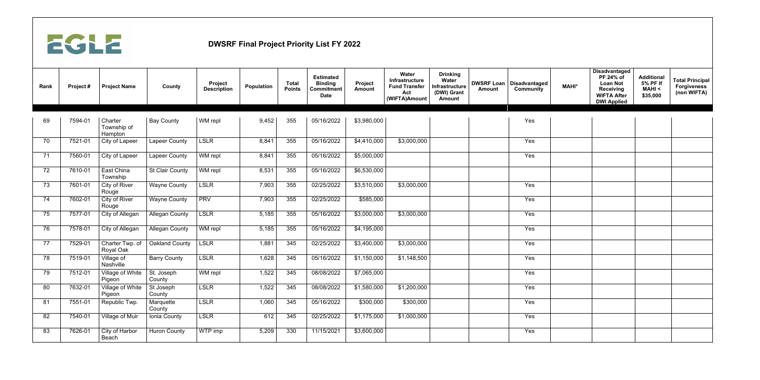EGLE

# DWSRF Final Project Priority List FY 2022

| Rank | Project # | Project Name | County | Project Description | Population | Total Points | Estimated Binding Commitment Date | Project Amount | Water Infrastructure Fund Transfer Act (WIFTA)Amount | Drinking Water Infrastructure (DWI) Grant Amount | DWSRF Loan Amount | Disadvantaged Community | MAHI* | Disadvantaged PF 24% of Loan Not Receiving WIFTA After DWI Applied | Additional 5% PF If MAHI < $35,000 | Total Principal Forgiveness (non WIFTA) |
|---|---|---|---|---|---|---|---|---|---|---|---|---|---|---|---|---|
| 69 | 7594-01 | Charter Township of Hampton | Bay County | WM repl | 9,452 | 355 | 05/16/2022 | $3,980,000 | | | | Yes | | | | |
| 70 | 7521-01 | City of Lapeer | Lapeer County | LSLR | 8,841 | 355 | 05/16/2022 | $4,410,000 | $3,000,000 | | | Yes | | | | |
| 71 | 7560-01 | City of Lapeer | Lapeer County | WM repl | 8,841 | 355 | 05/16/2022 | $5,000,000 | | | | Yes | | | | |
| 72 | 7610-01 | East China Township | St Clair County | WM repl | 8,531 | 355 | 05/16/2022 | $6,530,000 | | | | | | | | |
| 73 | 7601-01 | City of River Rouge | Wayne County | LSLR | 7,903 | 355 | 02/25/2022 | $3,510,000 | $3,000,000 | | | Yes | | | | |
| 74 | 7602-01 | City of River Rouge | Wayne County | PRV | 7,903 | 355 | 02/25/2022 | $585,000 | | | | Yes | | | | |
| 75 | 7577-01 | City of Allegan | Allegan County | LSLR | 5,185 | 355 | 05/16/2022 | $3,000,000 | $3,000,000 | | | Yes | | | | |
| 76 | 7578-01 | City of Allegan | Allegan County | WM repl | 5,185 | 355 | 05/16/2022 | $4,195,000 | | | | Yes | | | | |
| 77 | 7529-01 | Charter Twp. of Royal Oak | Oakland County | LSLR | 1,881 | 345 | 02/25/2022 | $3,400,000 | $3,000,000 | | | Yes | | | | |
| 78 | 7519-01 | Village of Nashville | Barry County | LSLR | 1,628 | 345 | 05/16/2022 | $1,150,000 | $1,148,500 | | | Yes | | | | |
| 79 | 7512-01 | Village of White Pigeon | St. Joseph County | WM repl | 1,522 | 345 | 08/08/2022 | $7,065,000 | | | | Yes | | | | |
| 80 | 7632-01 | Village of White Pigeon | St Joseph County | LSLR | 1,522 | 345 | 08/08/2022 | $1,580,000 | $1,200,000 | | | Yes | | | | |
| 81 | 7551-01 | Republic Twp. | Marquette County | LSLR | 1,060 | 345 | 05/16/2022 | $300,000 | $300,000 | | | Yes | | | | |
| 82 | 7540-01 | Village of Muir | Ionia County | LSLR | 612 | 345 | 02/25/2022 | $1,175,000 | $1,000,000 | | | Yes | | | | |
| 83 | 7626-01 | City of Harbor Beach | Huron County | WTP imp | 5,209 | 330 | 11/15/2021 | $3,600,000 | | | | Yes | | | | |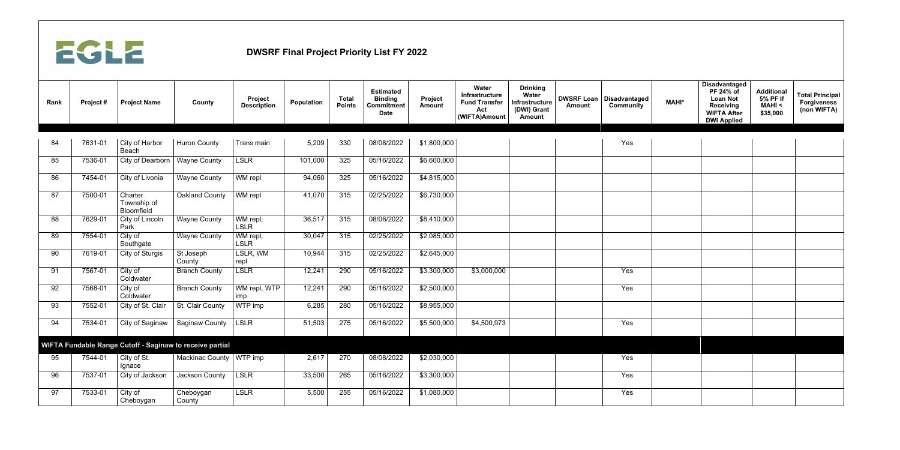EGLE

# DWSRF Final Project Priority List FY 2022

| Rank | Project # | Project Name | County | Project Description | Population | Total Points | Estimated Binding Commitment Date | Project Amount | Water Infrastructure Fund Transfer Act (WIFTA)Amount | Drinking Water Infrastructure (DWI) Grant Amount | DWSRF Loan Amount | Disadvantaged Community | MAHI* | Disadvantaged PF 24% of Loan Not Receiving WIFTA After DWI Applied | Additional 5% PF If MAHI < $35,000 | Total Principal Forgiveness (non WIFTA) |
|---|---|---|---|---|---|---|---|---|---|---|---|---|---|---|---|---|
| 84 | 7631-01 | City of Harbor Beach | Huron County | Trans main | 5,209 | 330 | 08/08/2022 | $1,800,000 | | | | Yes | | | | |
| 85 | 7536-01 | City of Dearborn | Wayne County | LSLR | 101,000 | 325 | 05/16/2022 | $6,600,000 | | | | | | | | |
| 86 | 7454-01 | City of Livonia | Wayne County | WM repl | 94,060 | 325 | 05/16/2022 | $4,815,000 | | | | | | | | |
| 87 | 7500-01 | Charter Township of Bloomfield | Oakland County | WM repl | 41,070 | 315 | 02/25/2022 | $6,730,000 | | | | | | | | |
| 88 | 7629-01 | City of Lincoln Park | Wayne County | WM repl, LSLR | 36,517 | 315 | 08/08/2022 | $8,410,000 | | | | | | | | |
| 89 | 7554-01 | City of Southgate | Wayne County | WM repl, LSLR | 30,047 | 315 | 02/25/2022 | $2,085,000 | | | | | | | | |
| 90 | 7619-01 | City of Sturgis | St Joseph County | LSLR, WM repl | 10,944 | 315 | 02/25/2022 | $2,645,000 | | | | | | | | |
| 91 | 7567-01 | City of Coldwater | Branch County | LSLR | 12,241 | 290 | 05/16/2022 | $3,300,000 | $3,000,000 | | | Yes | | | | |
| 92 | 7568-01 | City of Coldwater | Branch County | WM repl, WTP imp | 12,241 | 290 | 05/16/2022 | $2,500,000 | | | | Yes | | | | |
| 93 | 7552-01 | City of St. Clair | St. Clair County | WTP imp | 6,285 | 280 | 05/16/2022 | $8,955,000 | | | | | | | | |
| 94 | 7534-01 | City of Saginaw | Saginaw County | LSLR | 51,503 | 275 | 05/16/2022 | $5,500,000 | $4,500,973 | | | Yes | | | | |
| **WIFTA Fundable Range Cutoff - Saginaw to receive partial** | | | | | | | | | | | | | | | | |
| 95 | 7544-01 | City of St. Ignace | Mackinac County | WTP imp | 2,617 | 270 | 08/08/2022 | $2,030,000 | | | | Yes | | | | |
| 96 | 7537-01 | City of Jackson | Jackson County | LSLR | 33,500 | 265 | 05/16/2022 | $3,300,000 | | | | Yes | | | | |
| 97 | 7533-01 | City of Cheboygan | Cheboygan County | LSLR | 5,500 | 255 | 05/16/2022 | $1,080,000 | | | | Yes | | | | |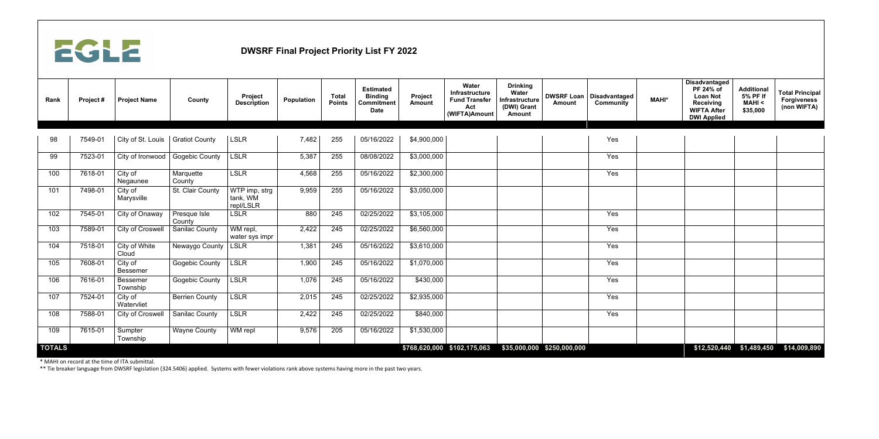EGLE

# DWSRF Final Project Priority List FY 2022

| Rank | Project # | Project Name | County | Project Description | Population | Total Points | Estimated Binding Commitment Date | Project Amount | Water Infrastructure Fund Transfer Act (WIFTA)Amount | Drinking Water Infrastructure (DWI) Grant Amount | DWSRF Loan Amount | Disadvantaged Community | MAHI* | Disadvantaged PF 24% of Loan Not Receiving WIFTA After DWI Applied | Additional 5% PF If MAHI < $35,000 | Total Principal Forgiveness (non WIFTA) |
|---|---|---|---|---|---|---|---|---|---|---|---|---|---|---|---|---|
| 98 | 7549-01 | City of St. Louis | Gratiot County | LSLR | 7,482 | 255 | 05/16/2022 | $4,900,000 | | | | Yes | | | | |
| 99 | 7523-01 | City of Ironwood | Gogebic County | LSLR | 5,387 | 255 | 08/08/2022 | $3,000,000 | | | | Yes | | | | |
| 100 | 7618-01 | City of Negaunee | Marquette County | LSLR | 4,568 | 255 | 05/16/2022 | $2,300,000 | | | | Yes | | | | |
| 101 | 7498-01 | City of Marysville | St. Clair County | WTP imp, strg tank, WM repl/LSLR | 9,959 | 255 | 05/16/2022 | $3,050,000 | | | | | | | | |
| 102 | 7545-01 | City of Onaway | Presque Isle County | LSLR | 880 | 245 | 02/25/2022 | $3,105,000 | | | | Yes | | | | |
| 103 | 7589-01 | City of Croswell | Sanilac County | WM repl, water sys impr | 2,422 | 245 | 02/25/2022 | $6,560,000 | | | | Yes | | | | |
| 104 | 7518-01 | City of White Cloud | Newaygo County | LSLR | 1,381 | 245 | 05/16/2022 | $3,610,000 | | | | Yes | | | | |
| 105 | 7608-01 | City of Bessemer | Gogebic County | LSLR | 1,900 | 245 | 05/16/2022 | $1,070,000 | | | | Yes | | | | |
| 106 | 7616-01 | Bessemer Township | Gogebic County | LSLR | 1,076 | 245 | 05/16/2022 | $430,000 | | | | Yes | | | | |
| 107 | 7524-01 | City of Watervliet | Berrien County | LSLR | 2,015 | 245 | 02/25/2022 | $2,935,000 | | | | Yes | | | | |
| 108 | 7588-01 | City of Croswell | Sanilac County | LSLR | 2,422 | 245 | 02/25/2022 | $840,000 | | | | Yes | | | | |
| 109 | 7615-01 | Sumpter Township | Wayne County | WM repl | 9,576 | 205 | 05/16/2022 | $1,530,000 | | | | | | | | |
| **TOTALS** | | | | | | | | $768,620,000 | $102,175,063 | $35,000,000 | $250,000,000 | | | $12,520,440 | $1,489,450 | $14,009,890 |

\* MAHI on record at the time of ITA submittal.

\*\* Tie breaker language from DWSRF legislation (324.5406) applied. Systems with fewer violations rank above systems having more in the past two years.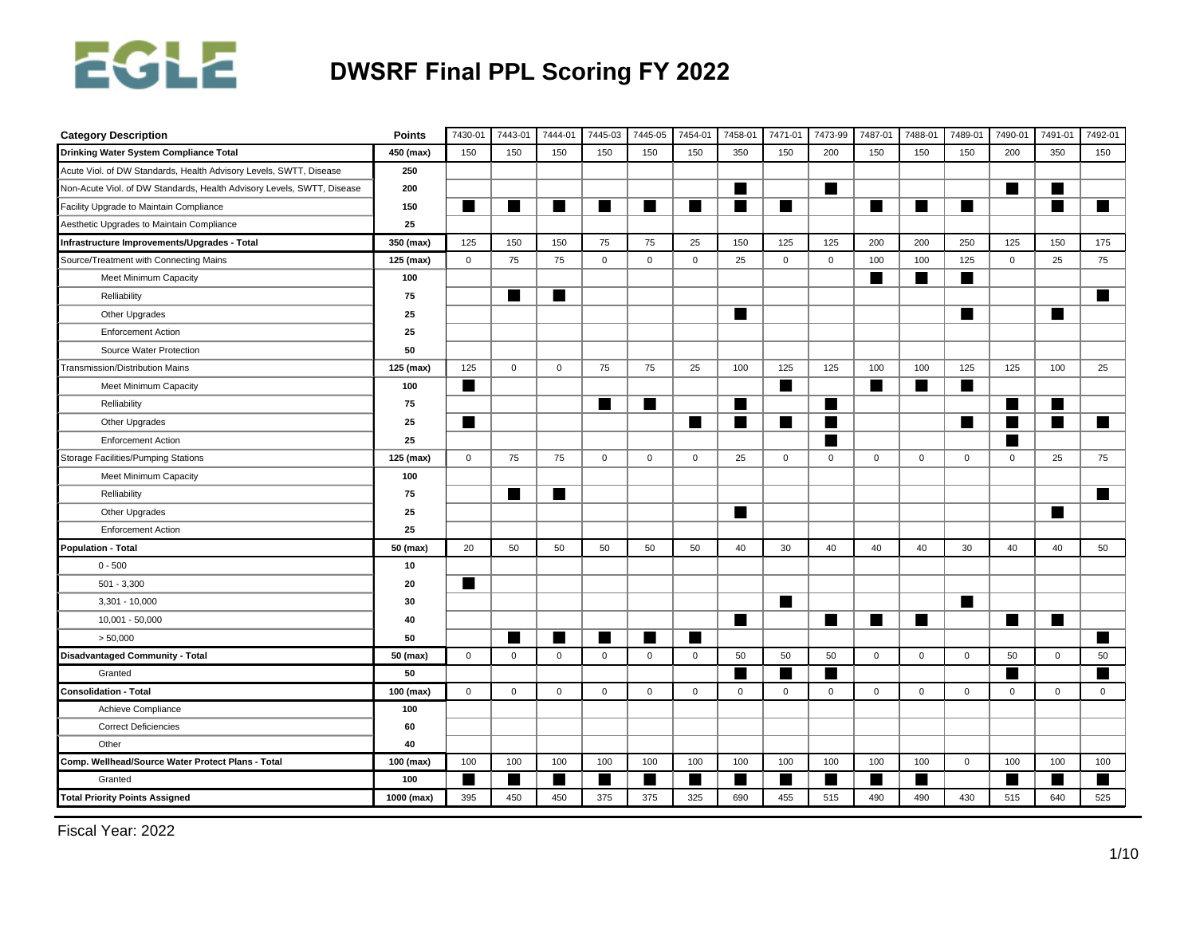# DWSRF Final PPL Scoring FY 2022

| Category Description | Points | 7430-01 | 7443-01 | 7444-01 | 7445-03 | 7445-05 | 7454-01 | 7458-01 | 7471-01 | 7473-99 | 7487-01 | 7488-01 | 7489-01 | 7490-01 | 7491-01 | 7492-01 |
|---|---|---|---|---|---|---|---|---|---|---|---|---|---|---|---|---|
| **Drinking Water System Compliance Total** | 450 (max) | 150 | 150 | 150 | 150 | 150 | 150 | 350 | 150 | 200 | 150 | 150 | 150 | 200 | 350 | 150 |
| Acute Viol. of DW Standards, Health Advisory Levels, SWTT, Disease | 250 | | | | | | | | | | | | | | | |
| Non-Acute Viol. of DW Standards, Health Advisory Levels, SWTT, Disease | 200 | | | | | | | ■ | | ■ | | | | ■ | ■ | |
| Facility Upgrade to Maintain Compliance | 150 | ■ | ■ | ■ | ■ | ■ | ■ | ■ | ■ | | ■ | ■ | ■ | | ■ | ■ |
| Aesthetic Upgrades to Maintain Compliance | 25 | | | | | | | | | | | | | | | |
| **Infrastructure Improvements/Upgrades - Total** | 350 (max) | 125 | 150 | 150 | 75 | 75 | 25 | 150 | 125 | 125 | 200 | 200 | 250 | 125 | 150 | 175 |
| Source/Treatment with Connecting Mains | 125 (max) | 0 | 75 | 75 | 0 | 0 | 0 | 25 | 0 | 0 | 100 | 100 | 125 | 0 | 25 | 75 |
| Meet Minimum Capacity | 100 | | | | | | | | | | ■ | ■ | ■ | | | |
| Relliability | 75 | | ■ | ■ | | | | | | | | | | | | ■ |
| Other Upgrades | 25 | | | | | | | ■ | | | | | ■ | | ■ | |
| Enforcement Action | 25 | | | | | | | | | | | | | | | |
| Source Water Protection | 50 | | | | | | | | | | | | | | | |
| Transmission/Distribution Mains | 125 (max) | 125 | 0 | 0 | 75 | 75 | 25 | 100 | 125 | 125 | 100 | 100 | 125 | 125 | 100 | 25 |
| Meet Minimum Capacity | 100 | ■ | | | | | | | ■ | | ■ | ■ | ■ | | | |
| Relliability | 75 | | | | ■ | ■ | | ■ | | ■ | | | | ■ | ■ | |
| Other Upgrades | 25 | ■ | | | | | ■ | ■ | ■ | ■ | | | ■ | ■ | ■ | ■ |
| Enforcement Action | 25 | | | | | | | | | ■ | | | | ■ | | |
| Storage Facilities/Pumping Stations | 125 (max) | 0 | 75 | 75 | 0 | 0 | 0 | 25 | 0 | 0 | 0 | 0 | 0 | 0 | 25 | 75 |
| Meet Minimum Capacity | 100 | | | | | | | | | | | | | | | |
| Relliability | 75 | | ■ | ■ | | | | | | | | | | | | ■ |
| Other Upgrades | 25 | | | | | | | ■ | | | | | | | ■ | |
| Enforcement Action | 25 | | | | | | | | | | | | | | | |
| **Population - Total** | 50 (max) | 20 | 50 | 50 | 50 | 50 | 50 | 40 | 30 | 40 | 40 | 40 | 30 | 40 | 40 | 50 |
| 0 - 500 | 10 | | | | | | | | | | | | | | | |
| 501 - 3,300 | 20 | ■ | | | | | | | | | | | | | | |
| 3,301 - 10,000 | 30 | | | | | | | | ■ | | | | ■ | | | |
| 10,001 - 50,000 | 40 | | | | | | | ■ | | ■ | ■ | ■ | | ■ | ■ | |
| > 50,000 | 50 | | ■ | ■ | ■ | ■ | ■ | | | | | | | | | ■ |
| **Disadvantaged Community - Total** | 50 (max) | 0 | 0 | 0 | 0 | 0 | 0 | 50 | 50 | 50 | 0 | 0 | 0 | 50 | 0 | 50 |
| Granted | 50 | | | | | | | ■ | ■ | ■ | | | | ■ | | ■ |
| **Consolidation - Total** | 100 (max) | 0 | 0 | 0 | 0 | 0 | 0 | 0 | 0 | 0 | 0 | 0 | 0 | 0 | 0 | 0 |
| Achieve Compliance | 100 | | | | | | | | | | | | | | | |
| Correct Deficiencies | 60 | | | | | | | | | | | | | | | |
| Other | 40 | | | | | | | | | | | | | | | |
| **Comp. Wellhead/Source Water Protect Plans - Total** | 100 (max) | 100 | 100 | 100 | 100 | 100 | 100 | 100 | 100 | 100 | 100 | 100 | 0 | 100 | 100 | 100 |
| Granted | 100 | ■ | ■ | ■ | ■ | ■ | ■ | ■ | ■ | ■ | ■ | ■ | | ■ | ■ | ■ |
| **Total Priority Points Assigned** | 1000 (max) | 395 | 450 | 450 | 375 | 375 | 325 | 690 | 455 | 515 | 490 | 490 | 430 | 515 | 640 | 525 |

Fiscal Year: 2022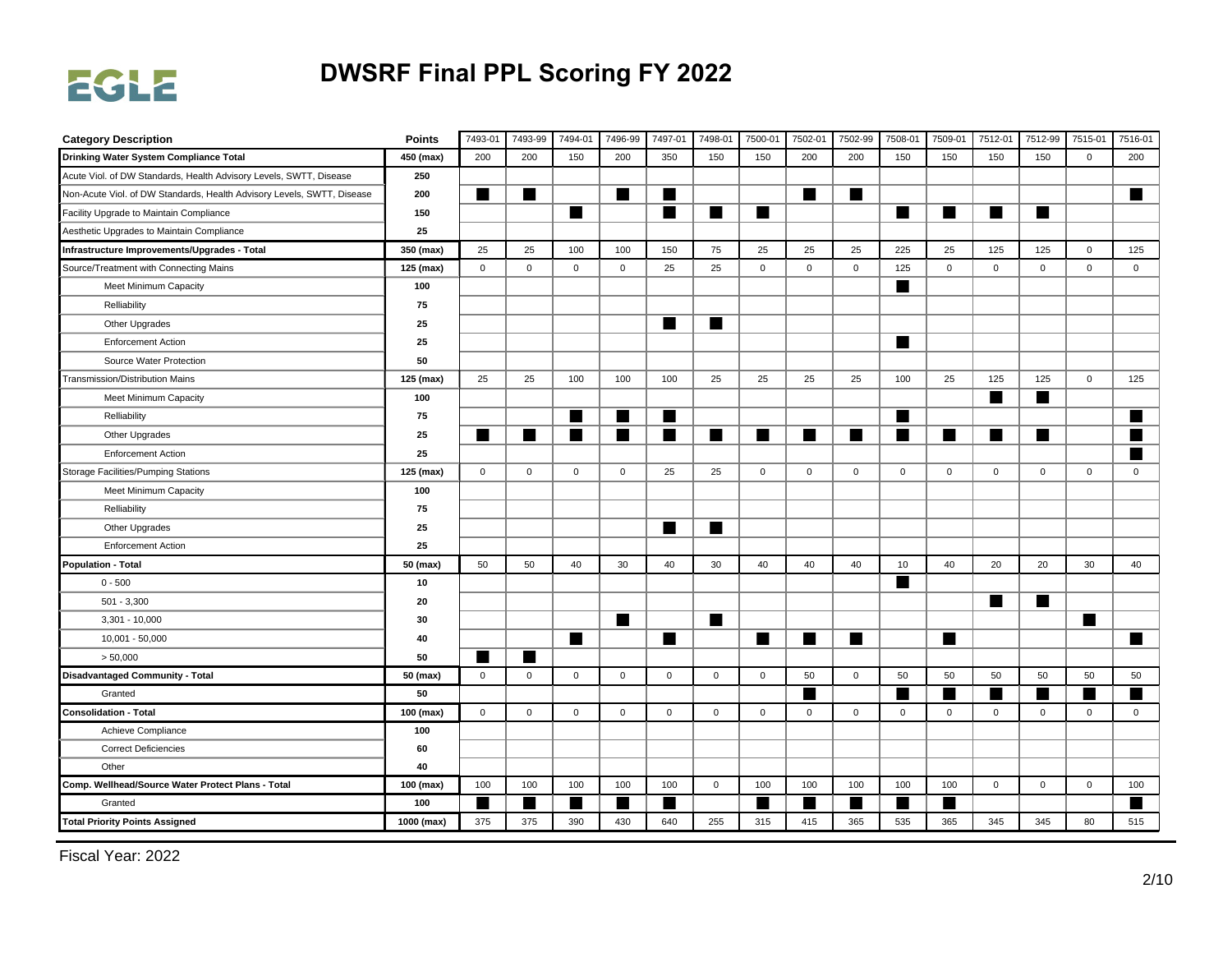# DWSRF Final PPL Scoring FY 2022

| Category Description | Points | 7493-01 | 7493-99 | 7494-01 | 7496-99 | 7497-01 | 7498-01 | 7500-01 | 7502-01 | 7502-99 | 7508-01 | 7509-01 | 7512-01 | 7512-99 | 7515-01 | 7516-01 |
|---|---|---|---|---|---|---|---|---|---|---|---|---|---|---|---|---|
| **Drinking Water System Compliance Total** | **450 (max)** | 200 | 200 | 150 | 200 | 350 | 150 | 150 | 200 | 200 | 150 | 150 | 150 | 150 | 0 | 200 |
| Acute Viol. of DW Standards, Health Advisory Levels, SWTT, Disease | **250** | | | | | | | | | | | | | | | |
| Non-Acute Viol. of DW Standards, Health Advisory Levels, SWTT, Disease | **200** | ■ | ■ | | ■ | ■ | | | ■ | ■ | | | | | | ■ |
| Facility Upgrade to Maintain Compliance | **150** | | | ■ | | ■ | ■ | ■ | | | ■ | ■ | ■ | ■ | | |
| Aesthetic Upgrades to Maintain Compliance | **25** | | | | | | | | | | | | | | | |
| **Infrastructure Improvements/Upgrades - Total** | **350 (max)** | 25 | 25 | 100 | 100 | 150 | 75 | 25 | 25 | 25 | 225 | 25 | 125 | 125 | 0 | 125 |
| Source/Treatment with Connecting Mains | **125 (max)** | 0 | 0 | 0 | 0 | 25 | 25 | 0 | 0 | 0 | 125 | 0 | 0 | 0 | 0 | 0 |
| Meet Minimum Capacity | **100** | | | | | | | | | | ■ | | | | | |
| Relliability | **75** | | | | | | | | | | | | | | | |
| Other Upgrades | **25** | | | | | ■ | ■ | | | | | | | | | |
| Enforcement Action | **25** | | | | | | | | | | ■ | | | | | |
| Source Water Protection | **50** | | | | | | | | | | | | | | | |
| Transmission/Distribution Mains | **125 (max)** | 25 | 25 | 100 | 100 | 100 | 25 | 25 | 25 | 25 | 100 | 25 | 125 | 125 | 0 | 125 |
| Meet Minimum Capacity | **100** | | | | | | | | | | | | ■ | ■ | | |
| Relliability | **75** | | | ■ | ■ | ■ | | | | | ■ | | | | | ■ |
| Other Upgrades | **25** | ■ | ■ | ■ | ■ | ■ | ■ | ■ | ■ | ■ | ■ | ■ | ■ | ■ | | ■ |
| Enforcement Action | **25** | | | | | | | | | | | | | | | ■ |
| Storage Facilities/Pumping Stations | **125 (max)** | 0 | 0 | 0 | 0 | 25 | 25 | 0 | 0 | 0 | 0 | 0 | 0 | 0 | 0 | 0 |
| Meet Minimum Capacity | **100** | | | | | | | | | | | | | | | |
| Relliability | **75** | | | | | | | | | | | | | | | |
| Other Upgrades | **25** | | | | | ■ | ■ | | | | | | | | | |
| Enforcement Action | **25** | | | | | | | | | | | | | | | |
| **Population - Total** | **50 (max)** | 50 | 50 | 40 | 30 | 40 | 30 | 40 | 40 | 40 | 10 | 40 | 20 | 20 | 30 | 40 |
| 0 - 500 | **10** | | | | | | | | | | ■ | | | | | |
| 501 - 3,300 | **20** | | | | | | | | | | | | ■ | ■ | | |
| 3,301 - 10,000 | **30** | | | | ■ | | ■ | | | | | | | | ■ | |
| 10,001 - 50,000 | **40** | | | ■ | | ■ | | ■ | ■ | ■ | | ■ | | | | ■ |
| > 50,000 | **50** | ■ | ■ | | | | | | | | | | | | | |
| **Disadvantaged Community - Total** | **50 (max)** | 0 | 0 | 0 | 0 | 0 | 0 | 0 | 50 | 0 | 50 | 50 | 50 | 50 | 50 | 50 |
| Granted | **50** | | | | | | | | ■ | | ■ | ■ | ■ | ■ | ■ | ■ |
| **Consolidation - Total** | **100 (max)** | 0 | 0 | 0 | 0 | 0 | 0 | 0 | 0 | 0 | 0 | 0 | 0 | 0 | 0 | 0 |
| Achieve Compliance | **100** | | | | | | | | | | | | | | | |
| Correct Deficiencies | **60** | | | | | | | | | | | | | | | |
| Other | **40** | | | | | | | | | | | | | | | |
| **Comp. Wellhead/Source Water Protect Plans - Total** | **100 (max)** | 100 | 100 | 100 | 100 | 100 | 0 | 100 | 100 | 100 | 100 | 100 | 0 | 0 | 0 | 100 |
| Granted | **100** | ■ | ■ | ■ | ■ | ■ | | ■ | ■ | ■ | ■ | ■ | | | | ■ |
| **Total Priority Points Assigned** | **1000 (max)** | 375 | 375 | 390 | 430 | 640 | 255 | 315 | 415 | 365 | 535 | 365 | 345 | 345 | 80 | 515 |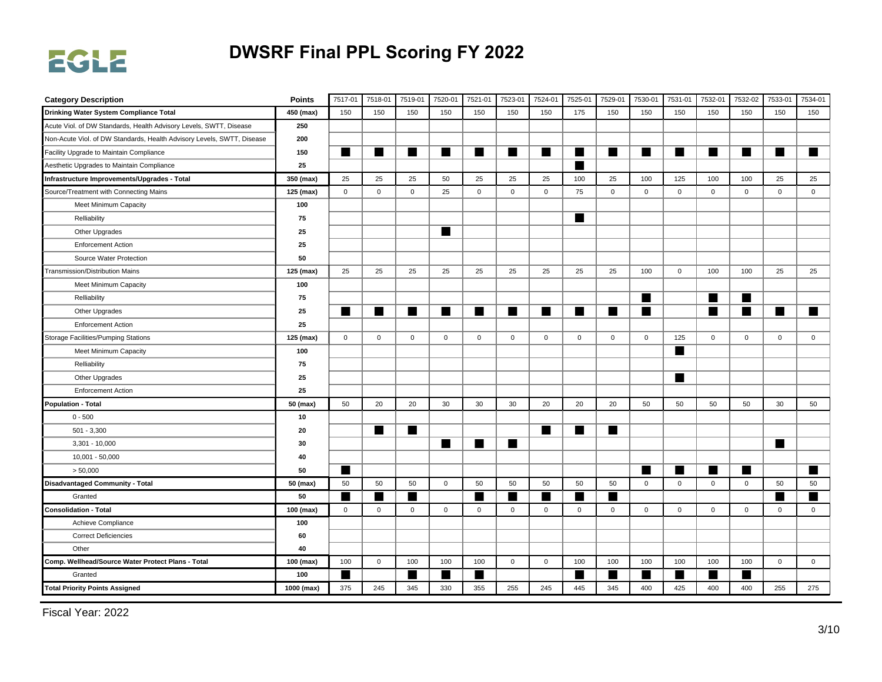# DWSRF Final PPL Scoring FY 2022

| Category Description | Points | 7517-01 | 7518-01 | 7519-01 | 7520-01 | 7521-01 | 7523-01 | 7524-01 | 7525-01 | 7529-01 | 7530-01 | 7531-01 | 7532-01 | 7532-02 | 7533-01 | 7534-01 |
|---|---|---|---|---|---|---|---|---|---|---|---|---|---|---|---|---|
| **Drinking Water System Compliance Total** | **450 (max)** | 150 | 150 | 150 | 150 | 150 | 150 | 150 | 175 | 150 | 150 | 150 | 150 | 150 | 150 | 150 |
| Acute Viol. of DW Standards, Health Advisory Levels, SWTT, Disease | **250** | | | | | | | | | | | | | | | |
| Non-Acute Viol. of DW Standards, Health Advisory Levels, SWTT, Disease | **200** | | | | | | | | | | | | | | | |
| Facility Upgrade to Maintain Compliance | **150** | ■ | ■ | ■ | ■ | ■ | ■ | ■ | ■ | ■ | ■ | ■ | ■ | ■ | ■ | ■ |
| Aesthetic Upgrades to Maintain Compliance | **25** | | | | | | | | ■ | | | | | | | |
| **Infrastructure Improvements/Upgrades - Total** | **350 (max)** | 25 | 25 | 25 | 50 | 25 | 25 | 25 | 100 | 25 | 100 | 125 | 100 | 100 | 25 | 25 |
| Source/Treatment with Connecting Mains | **125 (max)** | 0 | 0 | 0 | 25 | 0 | 0 | 0 | 75 | 0 | 0 | 0 | 0 | 0 | 0 | 0 |
| Meet Minimum Capacity | **100** | | | | | | | | | | | | | | | |
| Relliability | **75** | | | | | | | | ■ | | | | | | | |
| Other Upgrades | **25** | | | | ■ | | | | | | | | | | | |
| Enforcement Action | **25** | | | | | | | | | | | | | | | |
| Source Water Protection | **50** | | | | | | | | | | | | | | | |
| Transmission/Distribution Mains | **125 (max)** | 25 | 25 | 25 | 25 | 25 | 25 | 25 | 25 | 25 | 100 | 0 | 100 | 100 | 25 | 25 |
| Meet Minimum Capacity | **100** | | | | | | | | | | | | | | | |
| Relliability | **75** | | | | | | | | | | ■ | | ■ | ■ | | |
| Other Upgrades | **25** | ■ | ■ | ■ | ■ | ■ | ■ | ■ | ■ | ■ | ■ | | ■ | ■ | ■ | ■ |
| Enforcement Action | **25** | | | | | | | | | | | | | | | |
| Storage Facilities/Pumping Stations | **125 (max)** | 0 | 0 | 0 | 0 | 0 | 0 | 0 | 0 | 0 | 0 | 125 | 0 | 0 | 0 | 0 |
| Meet Minimum Capacity | **100** | | | | | | | | | | | ■ | | | | |
| Relliability | **75** | | | | | | | | | | | | | | | |
| Other Upgrades | **25** | | | | | | | | | | | ■ | | | | |
| Enforcement Action | **25** | | | | | | | | | | | | | | | |
| **Population - Total** | **50 (max)** | 50 | 20 | 20 | 30 | 30 | 30 | 20 | 20 | 20 | 50 | 50 | 50 | 50 | 30 | 50 |
| 0 - 500 | **10** | | | | | | | | | | | | | | | |
| 501 - 3,300 | **20** | | ■ | ■ | | | | ■ | ■ | ■ | | | | | | |
| 3,301 - 10,000 | **30** | | | | ■ | ■ | ■ | | | | | | | | ■ | |
| 10,001 - 50,000 | **40** | | | | | | | | | | | | | | | |
| > 50,000 | **50** | ■ | | | | | | | | | ■ | ■ | ■ | ■ | | ■ |
| **Disadvantaged Community - Total** | **50 (max)** | 50 | 50 | 50 | 0 | 50 | 50 | 50 | 50 | 50 | 0 | 0 | 0 | 0 | 50 | 50 |
| Granted | **50** | ■ | ■ | ■ | | ■ | ■ | ■ | ■ | ■ | | | | | ■ | ■ |
| **Consolidation - Total** | **100 (max)** | 0 | 0 | 0 | 0 | 0 | 0 | 0 | 0 | 0 | 0 | 0 | 0 | 0 | 0 | 0 |
| Achieve Compliance | **100** | | | | | | | | | | | | | | | |
| Correct Deficiencies | **60** | | | | | | | | | | | | | | | |
| Other | **40** | | | | | | | | | | | | | | | |
| **Comp. Wellhead/Source Water Protect Plans - Total** | **100 (max)** | 100 | 0 | 100 | 100 | 100 | 0 | 0 | 100 | 100 | 100 | 100 | 100 | 100 | 0 | 0 |
| Granted | **100** | ■ | | ■ | ■ | ■ | | | ■ | ■ | ■ | ■ | ■ | ■ | | |
| **Total Priority Points Assigned** | **1000 (max)** | 375 | 245 | 345 | 330 | 355 | 255 | 245 | 445 | 345 | 400 | 425 | 400 | 400 | 255 | 275 |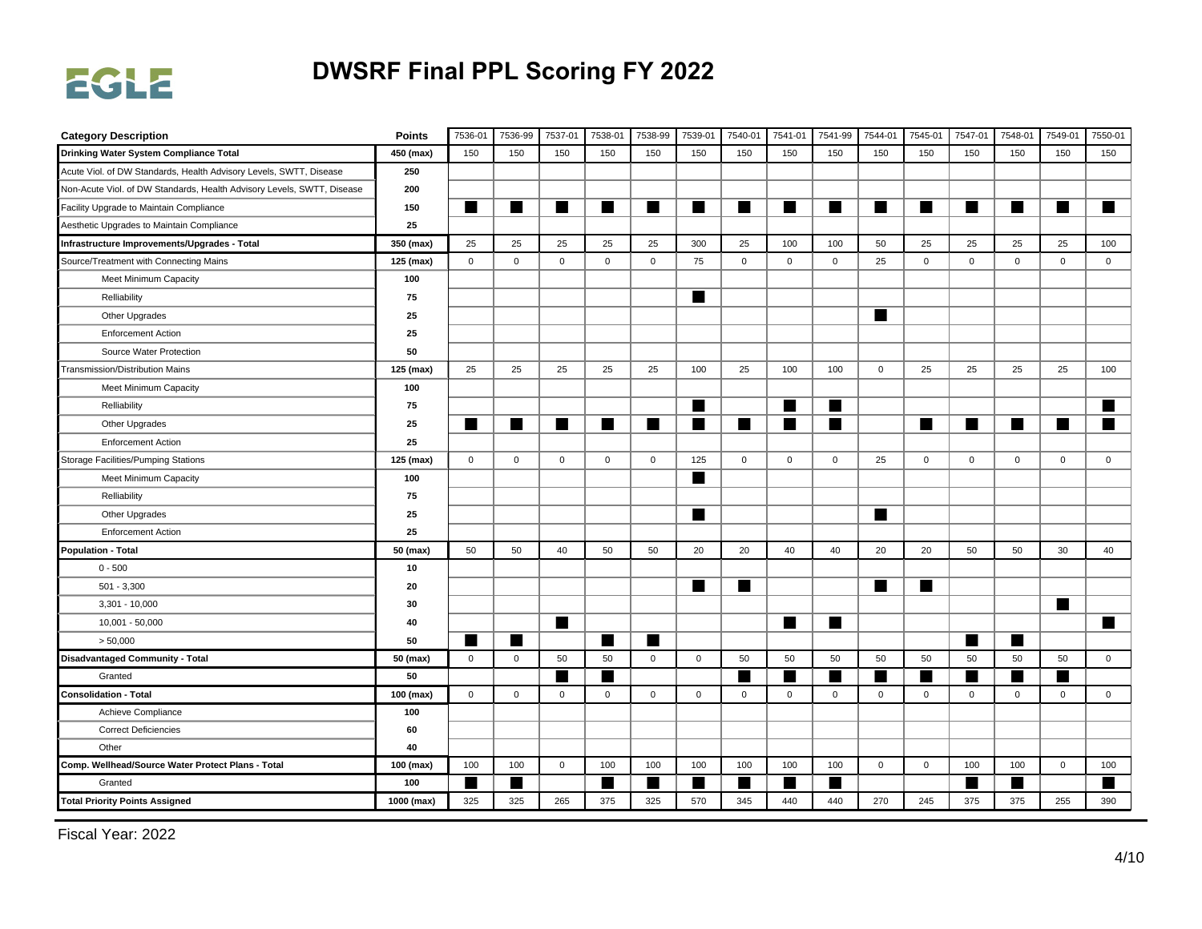# DWSRF Final PPL Scoring FY 2022

| Category Description | Points | 7536-01 | 7536-99 | 7537-01 | 7538-01 | 7538-99 | 7539-01 | 7540-01 | 7541-01 | 7541-99 | 7544-01 | 7545-01 | 7547-01 | 7548-01 | 7549-01 | 7550-01 |
|---|---|---|---|---|---|---|---|---|---|---|---|---|---|---|---|---|
| **Drinking Water System Compliance Total** | **450 (max)** | 150 | 150 | 150 | 150 | 150 | 150 | 150 | 150 | 150 | 150 | 150 | 150 | 150 | 150 | 150 |
| Acute Viol. of DW Standards, Health Advisory Levels, SWTT, Disease | **250** | | | | | | | | | | | | | | | |
| Non-Acute Viol. of DW Standards, Health Advisory Levels, SWTT, Disease | **200** | | | | | | | | | | | | | | | |
| Facility Upgrade to Maintain Compliance | **150** | ■ | ■ | ■ | ■ | ■ | ■ | ■ | ■ | ■ | ■ | ■ | ■ | ■ | ■ | ■ |
| Aesthetic Upgrades to Maintain Compliance | **25** | | | | | | | | | | | | | | | |
| **Infrastructure Improvements/Upgrades - Total** | **350 (max)** | 25 | 25 | 25 | 25 | 25 | 300 | 25 | 100 | 100 | 50 | 25 | 25 | 25 | 25 | 100 |
| Source/Treatment with Connecting Mains | **125 (max)** | 0 | 0 | 0 | 0 | 0 | 75 | 0 | 0 | 0 | 25 | 0 | 0 | 0 | 0 | 0 |
| Meet Minimum Capacity | **100** | | | | | | | | | | | | | | | |
| Relliability | **75** | | | | | | ■ | | | | | | | | | |
| Other Upgrades | **25** | | | | | | | | | | ■ | | | | | |
| Enforcement Action | **25** | | | | | | | | | | | | | | | |
| Source Water Protection | **50** | | | | | | | | | | | | | | | |
| Transmission/Distribution Mains | **125 (max)** | 25 | 25 | 25 | 25 | 25 | 100 | 25 | 100 | 100 | 0 | 25 | 25 | 25 | 25 | 100 |
| Meet Minimum Capacity | **100** | | | | | | | | | | | | | | | |
| Relliability | **75** | | | | | | ■ | | ■ | ■ | | | | | | ■ |
| Other Upgrades | **25** | ■ | ■ | ■ | ■ | ■ | ■ | ■ | ■ | ■ | | ■ | ■ | ■ | ■ | ■ |
| Enforcement Action | **25** | | | | | | | | | | | | | | | |
| Storage Facilities/Pumping Stations | **125 (max)** | 0 | 0 | 0 | 0 | 0 | 125 | 0 | 0 | 0 | 25 | 0 | 0 | 0 | 0 | 0 |
| Meet Minimum Capacity | **100** | | | | | | ■ | | | | | | | | | |
| Relliability | **75** | | | | | | | | | | | | | | | |
| Other Upgrades | **25** | | | | | | ■ | | | | ■ | | | | | |
| Enforcement Action | **25** | | | | | | | | | | | | | | | |
| **Population - Total** | **50 (max)** | 50 | 50 | 40 | 50 | 50 | 20 | 20 | 40 | 40 | 20 | 20 | 50 | 50 | 30 | 40 |
| 0 - 500 | **10** | | | | | | | | | | | | | | | |
| 501 - 3,300 | **20** | | | | | | ■ | ■ | | | ■ | ■ | | | | |
| 3,301 - 10,000 | **30** | | | | | | | | | | | | | | ■ | |
| 10,001 - 50,000 | **40** | | | ■ | | | | | ■ | ■ | | | | | | ■ |
| > 50,000 | **50** | ■ | ■ | | ■ | ■ | | | | | | | ■ | ■ | | |
| **Disadvantaged Community - Total** | **50 (max)** | 0 | 0 | 50 | 50 | 0 | 0 | 50 | 50 | 50 | 50 | 50 | 50 | 50 | 50 | 0 |
| Granted | **50** | | | ■ | ■ | | | ■ | ■ | ■ | ■ | ■ | ■ | ■ | ■ | |
| **Consolidation - Total** | **100 (max)** | 0 | 0 | 0 | 0 | 0 | 0 | 0 | 0 | 0 | 0 | 0 | 0 | 0 | 0 | 0 |
| Achieve Compliance | **100** | | | | | | | | | | | | | | | |
| Correct Deficiencies | **60** | | | | | | | | | | | | | | | |
| Other | **40** | | | | | | | | | | | | | | | |
| **Comp. Wellhead/Source Water Protect Plans - Total** | **100 (max)** | 100 | 100 | 0 | 100 | 100 | 100 | 100 | 100 | 100 | 0 | 0 | 100 | 100 | 0 | 100 |
| Granted | **100** | ■ | ■ | | ■ | ■ | ■ | ■ | ■ | ■ | | | ■ | ■ | | ■ |
| **Total Priority Points Assigned** | **1000 (max)** | 325 | 325 | 265 | 375 | 325 | 570 | 345 | 440 | 440 | 270 | 245 | 375 | 375 | 255 | 390 |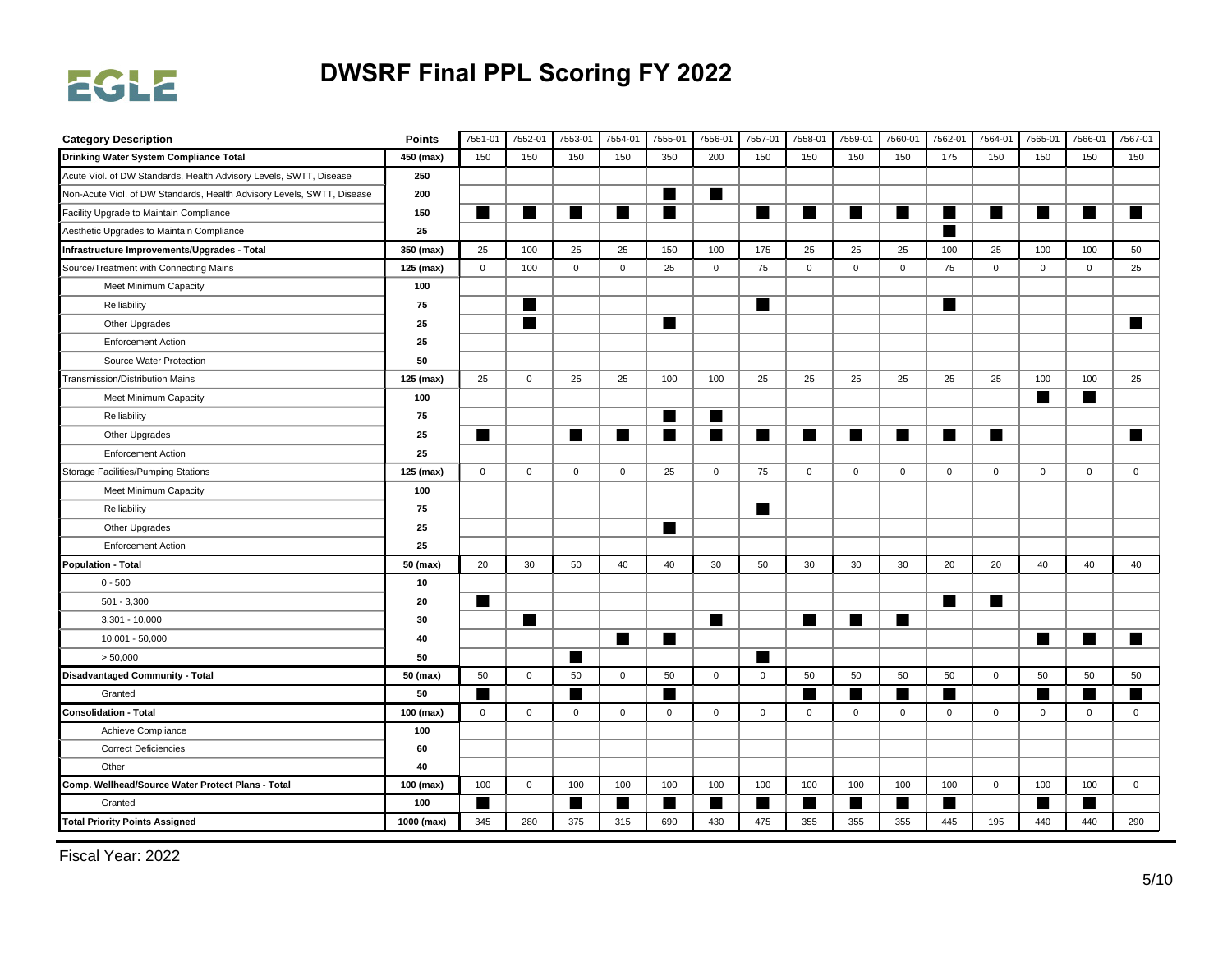# DWSRF Final PPL Scoring FY 2022

| Category Description | Points | 7551-01 | 7552-01 | 7553-01 | 7554-01 | 7555-01 | 7556-01 | 7557-01 | 7558-01 | 7559-01 | 7560-01 | 7562-01 | 7564-01 | 7565-01 | 7566-01 | 7567-01 |
|---|---|---|---|---|---|---|---|---|---|---|---|---|---|---|---|---|
| **Drinking Water System Compliance Total** | **450 (max)** | 150 | 150 | 150 | 150 | 350 | 200 | 150 | 150 | 150 | 150 | 175 | 150 | 150 | 150 | 150 |
| Acute Viol. of DW Standards, Health Advisory Levels, SWTT, Disease | **250** | | | | | | | | | | | | | | | |
| Non-Acute Viol. of DW Standards, Health Advisory Levels, SWTT, Disease | **200** | | | | | ■ | ■ | | | | | | | | | |
| Facility Upgrade to Maintain Compliance | **150** | ■ | ■ | ■ | ■ | ■ | | ■ | ■ | ■ | ■ | ■ | ■ | ■ | ■ | ■ |
| Aesthetic Upgrades to Maintain Compliance | **25** | | | | | | | | | | | ■ | | | | |
| **Infrastructure Improvements/Upgrades - Total** | **350 (max)** | 25 | 100 | 25 | 25 | 150 | 100 | 175 | 25 | 25 | 25 | 100 | 25 | 100 | 100 | 50 |
| Source/Treatment with Connecting Mains | **125 (max)** | 0 | 100 | 0 | 0 | 25 | 0 | 75 | 0 | 0 | 0 | 75 | 0 | 0 | 0 | 25 |
| Meet Minimum Capacity | **100** | | | | | | | | | | | | | | | |
| Relliability | **75** | | ■ | | | | | ■ | | | | ■ | | | | |
| Other Upgrades | **25** | | ■ | | | ■ | | | | | | | | | | ■ |
| Enforcement Action | **25** | | | | | | | | | | | | | | | |
| Source Water Protection | **50** | | | | | | | | | | | | | | | |
| Transmission/Distribution Mains | **125 (max)** | 25 | 0 | 25 | 25 | 100 | 100 | 25 | 25 | 25 | 25 | 25 | 25 | 100 | 100 | 25 |
| Meet Minimum Capacity | **100** | | | | | | | | | | | | | ■ | ■ | |
| Relliability | **75** | | | | | ■ | ■ | | | | | | | | | |
| Other Upgrades | **25** | ■ | | ■ | ■ | ■ | ■ | ■ | ■ | ■ | ■ | ■ | ■ | | | ■ |
| Enforcement Action | **25** | | | | | | | | | | | | | | | |
| Storage Facilities/Pumping Stations | **125 (max)** | 0 | 0 | 0 | 0 | 25 | 0 | 75 | 0 | 0 | 0 | 0 | 0 | 0 | 0 | 0 |
| Meet Minimum Capacity | **100** | | | | | | | | | | | | | | | |
| Relliability | **75** | | | | | | | ■ | | | | | | | | |
| Other Upgrades | **25** | | | | | ■ | | | | | | | | | | |
| Enforcement Action | **25** | | | | | | | | | | | | | | | |
| **Population - Total** | **50 (max)** | 20 | 30 | 50 | 40 | 40 | 30 | 50 | 30 | 30 | 30 | 20 | 20 | 40 | 40 | 40 |
| 0 - 500 | **10** | | | | | | | | | | | | | | | |
| 501 - 3,300 | **20** | ■ | | | | | | | | | | ■ | ■ | | | |
| 3,301 - 10,000 | **30** | | ■ | | | | ■ | | ■ | ■ | ■ | | | | | |
| 10,001 - 50,000 | **40** | | | | ■ | ■ | | | | | | | | ■ | ■ | ■ |
| > 50,000 | **50** | | | ■ | | | | ■ | | | | | | | | |
| **Disadvantaged Community - Total** | **50 (max)** | 50 | 0 | 50 | 0 | 50 | 0 | 0 | 50 | 50 | 50 | 50 | 0 | 50 | 50 | 50 |
| Granted | **50** | ■ | | ■ | | ■ | | | ■ | ■ | ■ | ■ | | ■ | ■ | ■ |
| **Consolidation - Total** | **100 (max)** | 0 | 0 | 0 | 0 | 0 | 0 | 0 | 0 | 0 | 0 | 0 | 0 | 0 | 0 | 0 |
| Achieve Compliance | **100** | | | | | | | | | | | | | | | |
| Correct Deficiencies | **60** | | | | | | | | | | | | | | | |
| Other | **40** | | | | | | | | | | | | | | | |
| **Comp. Wellhead/Source Water Protect Plans - Total** | **100 (max)** | 100 | 0 | 100 | 100 | 100 | 100 | 100 | 100 | 100 | 100 | 100 | 0 | 100 | 100 | 0 |
| Granted | **100** | ■ | | ■ | ■ | ■ | ■ | ■ | ■ | ■ | ■ | ■ | | ■ | ■ | |
| **Total Priority Points Assigned** | **1000 (max)** | 345 | 280 | 375 | 315 | 690 | 430 | 475 | 355 | 355 | 355 | 445 | 195 | 440 | 440 | 290 |

Fiscal Year: 2022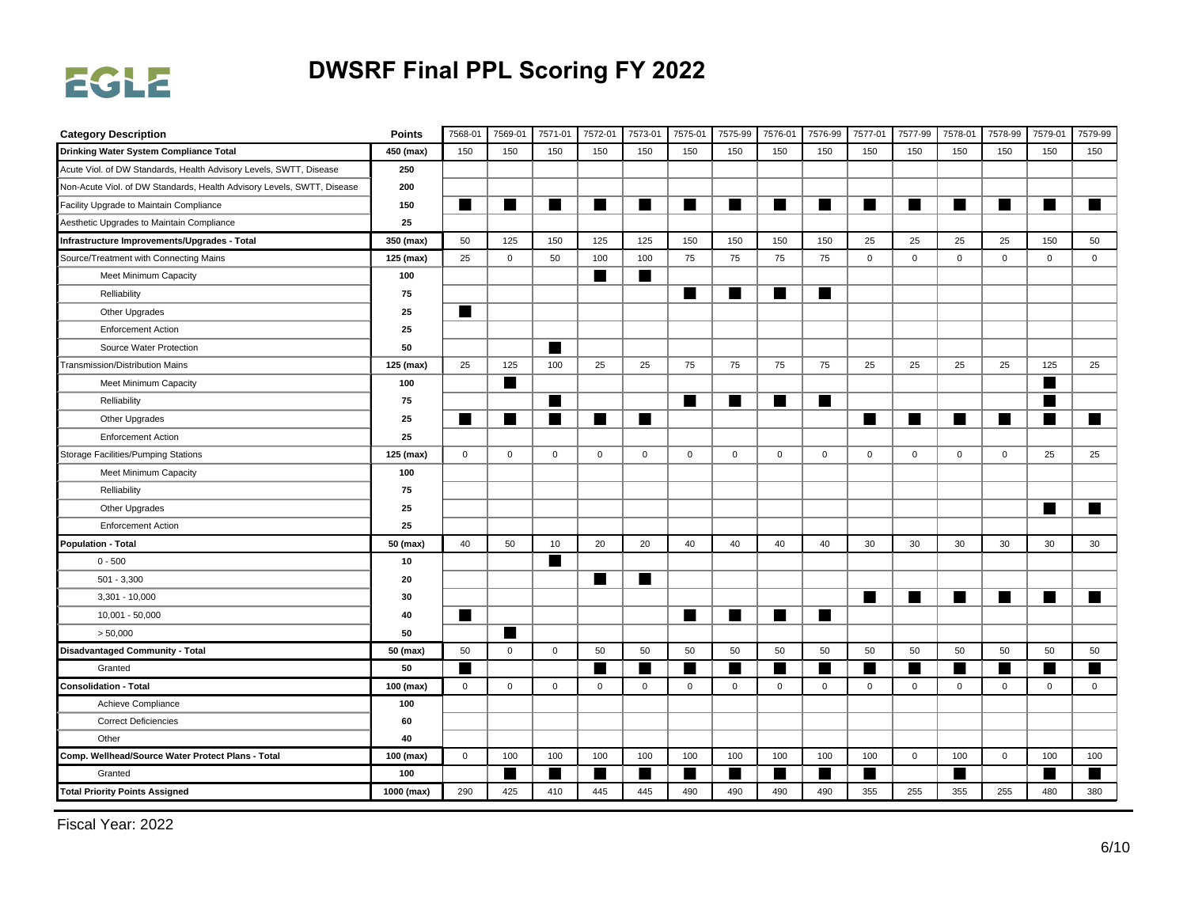# DWSRF Final PPL Scoring FY 2022

| Category Description | Points | 7568-01 | 7569-01 | 7571-01 | 7572-01 | 7573-01 | 7575-01 | 7575-99 | 7576-01 | 7576-99 | 7577-01 | 7577-99 | 7578-01 | 7578-99 | 7579-01 | 7579-99 |
|---|---|---|---|---|---|---|---|---|---|---|---|---|---|---|---|---|
| **Drinking Water System Compliance Total** | **450 (max)** | 150 | 150 | 150 | 150 | 150 | 150 | 150 | 150 | 150 | 150 | 150 | 150 | 150 | 150 | 150 |
| Acute Viol. of DW Standards, Health Advisory Levels, SWTT, Disease | **250** | | | | | | | | | | | | | | | |
| Non-Acute Viol. of DW Standards, Health Advisory Levels, SWTT, Disease | **200** | | | | | | | | | | | | | | | |
| Facility Upgrade to Maintain Compliance | **150** | ■ | ■ | ■ | ■ | ■ | ■ | ■ | ■ | ■ | ■ | ■ | ■ | ■ | ■ | ■ |
| Aesthetic Upgrades to Maintain Compliance | **25** | | | | | | | | | | | | | | | |
| **Infrastructure Improvements/Upgrades - Total** | **350 (max)** | 50 | 125 | 150 | 125 | 125 | 150 | 150 | 150 | 150 | 25 | 25 | 25 | 25 | 150 | 50 |
| Source/Treatment with Connecting Mains | **125 (max)** | 25 | 0 | 50 | 100 | 100 | 75 | 75 | 75 | 75 | 0 | 0 | 0 | 0 | 0 | 0 |
| Meet Minimum Capacity | **100** | | | | ■ | ■ | | | | | | | | | | |
| Relliability | **75** | | | | | | ■ | ■ | ■ | ■ | | | | | | |
| Other Upgrades | **25** | ■ | | | | | | | | | | | | | | |
| Enforcement Action | **25** | | | | | | | | | | | | | | | |
| Source Water Protection | **50** | | | ■ | | | | | | | | | | | | |
| Transmission/Distribution Mains | **125 (max)** | 25 | 125 | 100 | 25 | 25 | 75 | 75 | 75 | 75 | 25 | 25 | 25 | 25 | 125 | 25 |
| Meet Minimum Capacity | **100** | | ■ | | | | | | | | | | | | ■ | |
| Relliability | **75** | | | ■ | | | ■ | ■ | ■ | ■ | | | | | ■ | |
| Other Upgrades | **25** | ■ | ■ | ■ | ■ | ■ | | | | | ■ | ■ | ■ | ■ | ■ | ■ |
| Enforcement Action | **25** | | | | | | | | | | | | | | | |
| Storage Facilities/Pumping Stations | **125 (max)** | 0 | 0 | 0 | 0 | 0 | 0 | 0 | 0 | 0 | 0 | 0 | 0 | 0 | 25 | 25 |
| Meet Minimum Capacity | **100** | | | | | | | | | | | | | | | |
| Relliability | **75** | | | | | | | | | | | | | | | |
| Other Upgrades | **25** | | | | | | | | | | | | | | ■ | ■ |
| Enforcement Action | **25** | | | | | | | | | | | | | | | |
| **Population - Total** | **50 (max)** | 40 | 50 | 10 | 20 | 20 | 40 | 40 | 40 | 40 | 30 | 30 | 30 | 30 | 30 | 30 |
| 0 - 500 | **10** | | | ■ | | | | | | | | | | | | |
| 501 - 3,300 | **20** | | | | ■ | ■ | | | | | | | | | | |
| 3,301 - 10,000 | **30** | | | | | | | | | | ■ | ■ | ■ | ■ | ■ | ■ |
| 10,001 - 50,000 | **40** | ■ | | | | | ■ | ■ | ■ | ■ | | | | | | |
| > 50,000 | **50** | | ■ | | | | | | | | | | | | | |
| **Disadvantaged Community - Total** | **50 (max)** | 50 | 0 | 0 | 50 | 50 | 50 | 50 | 50 | 50 | 50 | 50 | 50 | 50 | 50 | 50 |
| Granted | **50** | ■ | | | ■ | ■ | ■ | ■ | ■ | ■ | ■ | ■ | ■ | ■ | ■ | ■ |
| **Consolidation - Total** | **100 (max)** | 0 | 0 | 0 | 0 | 0 | 0 | 0 | 0 | 0 | 0 | 0 | 0 | 0 | 0 | 0 |
| Achieve Compliance | **100** | | | | | | | | | | | | | | | |
| Correct Deficiencies | **60** | | | | | | | | | | | | | | | |
| Other | **40** | | | | | | | | | | | | | | | |
| **Comp. Wellhead/Source Water Protect Plans - Total** | **100 (max)** | 0 | 100 | 100 | 100 | 100 | 100 | 100 | 100 | 100 | 100 | 0 | 100 | 0 | 100 | 100 |
| Granted | **100** | | ■ | ■ | ■ | ■ | ■ | ■ | ■ | ■ | ■ | | ■ | | ■ | ■ |
| **Total Priority Points Assigned** | **1000 (max)** | 290 | 425 | 410 | 445 | 445 | 490 | 490 | 490 | 490 | 355 | 255 | 355 | 255 | 480 | 380 |

Fiscal Year: 2022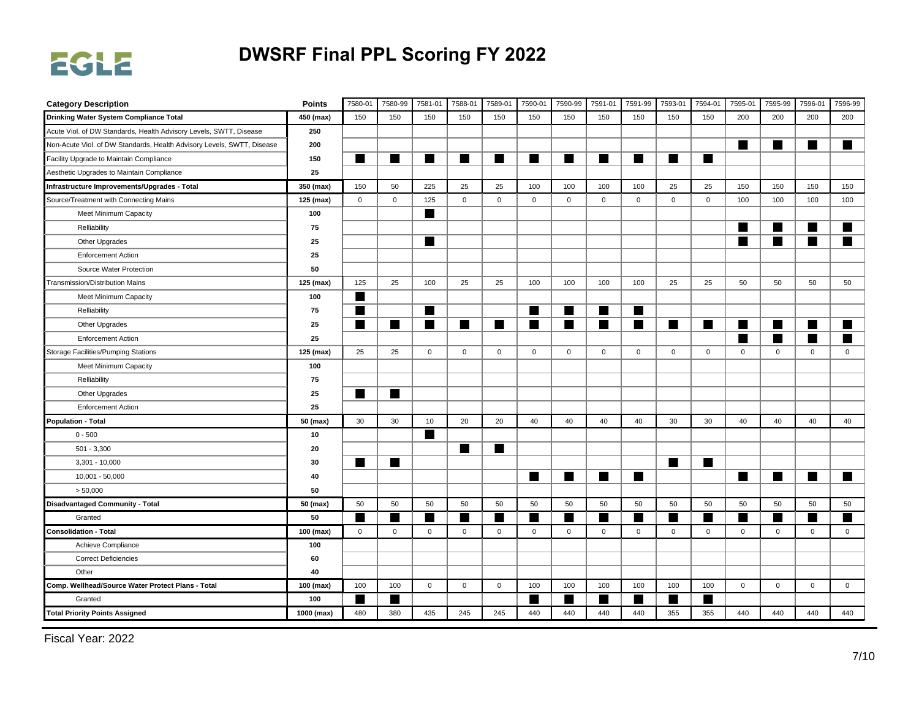# DWSRF Final PPL Scoring FY 2022

| Category Description | Points | 7580-01 | 7580-99 | 7581-01 | 7588-01 | 7589-01 | 7590-01 | 7590-99 | 7591-01 | 7591-99 | 7593-01 | 7594-01 | 7595-01 | 7595-99 | 7596-01 | 7596-99 |
|---|---|---|---|---|---|---|---|---|---|---|---|---|---|---|---|---|
| **Drinking Water System Compliance Total** | **450 (max)** | 150 | 150 | 150 | 150 | 150 | 150 | 150 | 150 | 150 | 150 | 150 | 200 | 200 | 200 | 200 |
| Acute Viol. of DW Standards, Health Advisory Levels, SWTT, Disease | **250** | | | | | | | | | | | | | | | |
| Non-Acute Viol. of DW Standards, Health Advisory Levels, SWTT, Disease | **200** | | | | | | | | | | | | ■ | ■ | ■ | ■ |
| Facility Upgrade to Maintain Compliance | **150** | ■ | ■ | ■ | ■ | ■ | ■ | ■ | ■ | ■ | ■ | ■ | | | | |
| Aesthetic Upgrades to Maintain Compliance | **25** | | | | | | | | | | | | | | | |
| **Infrastructure Improvements/Upgrades - Total** | **350 (max)** | 150 | 50 | 225 | 25 | 25 | 100 | 100 | 100 | 100 | 25 | 25 | 150 | 150 | 150 | 150 |
| Source/Treatment with Connecting Mains | **125 (max)** | 0 | 0 | 125 | 0 | 0 | 0 | 0 | 0 | 0 | 0 | 0 | 100 | 100 | 100 | 100 |
| Meet Minimum Capacity | **100** | | | ■ | | | | | | | | | | | | |
| Relliability | **75** | | | | | | | | | | | | ■ | ■ | ■ | ■ |
| Other Upgrades | **25** | | | ■ | | | | | | | | | ■ | ■ | ■ | ■ |
| Enforcement Action | **25** | | | | | | | | | | | | | | | |
| Source Water Protection | **50** | | | | | | | | | | | | | | | |
| Transmission/Distribution Mains | **125 (max)** | 125 | 25 | 100 | 25 | 25 | 100 | 100 | 100 | 100 | 25 | 25 | 50 | 50 | 50 | 50 |
| Meet Minimum Capacity | **100** | ■ | | | | | | | | | | | | | | |
| Relliability | **75** | ■ | | ■ | | | ■ | ■ | ■ | ■ | | | | | | |
| Other Upgrades | **25** | ■ | ■ | ■ | ■ | ■ | ■ | ■ | ■ | ■ | ■ | ■ | ■ | ■ | ■ | ■ |
| Enforcement Action | **25** | | | | | | | | | | | | ■ | ■ | ■ | ■ |
| Storage Facilities/Pumping Stations | **125 (max)** | 25 | 25 | 0 | 0 | 0 | 0 | 0 | 0 | 0 | 0 | 0 | 0 | 0 | 0 | 0 |
| Meet Minimum Capacity | **100** | | | | | | | | | | | | | | | |
| Relliability | **75** | | | | | | | | | | | | | | | |
| Other Upgrades | **25** | ■ | ■ | | | | | | | | | | | | | |
| Enforcement Action | **25** | | | | | | | | | | | | | | | |
| **Population - Total** | **50 (max)** | 30 | 30 | 10 | 20 | 20 | 40 | 40 | 40 | 40 | 30 | 30 | 40 | 40 | 40 | 40 |
| 0 - 500 | **10** | | | ■ | | | | | | | | | | | | |
| 501 - 3,300 | **20** | | | | ■ | ■ | | | | | | | | | | |
| 3,301 - 10,000 | **30** | ■ | ■ | | | | | | | | ■ | ■ | | | | |
| 10,001 - 50,000 | **40** | | | | | | ■ | ■ | ■ | ■ | | | ■ | ■ | ■ | ■ |
| > 50,000 | **50** | | | | | | | | | | | | | | | |
| **Disadvantaged Community - Total** | **50 (max)** | 50 | 50 | 50 | 50 | 50 | 50 | 50 | 50 | 50 | 50 | 50 | 50 | 50 | 50 | 50 |
| Granted | **50** | ■ | ■ | ■ | ■ | ■ | ■ | ■ | ■ | ■ | ■ | ■ | ■ | ■ | ■ | ■ |
| **Consolidation - Total** | **100 (max)** | 0 | 0 | 0 | 0 | 0 | 0 | 0 | 0 | 0 | 0 | 0 | 0 | 0 | 0 | 0 |
| Achieve Compliance | **100** | | | | | | | | | | | | | | | |
| Correct Deficiencies | **60** | | | | | | | | | | | | | | | |
| Other | **40** | | | | | | | | | | | | | | | |
| **Comp. Wellhead/Source Water Protect Plans - Total** | **100 (max)** | 100 | 100 | 0 | 0 | 0 | 100 | 100 | 100 | 100 | 100 | 100 | 0 | 0 | 0 | 0 |
| Granted | **100** | ■ | ■ | | | | ■ | ■ | ■ | ■ | ■ | ■ | | | | |
| **Total Priority Points Assigned** | **1000 (max)** | 480 | 380 | 435 | 245 | 245 | 440 | 440 | 440 | 440 | 355 | 355 | 440 | 440 | 440 | 440 |

Fiscal Year: 2022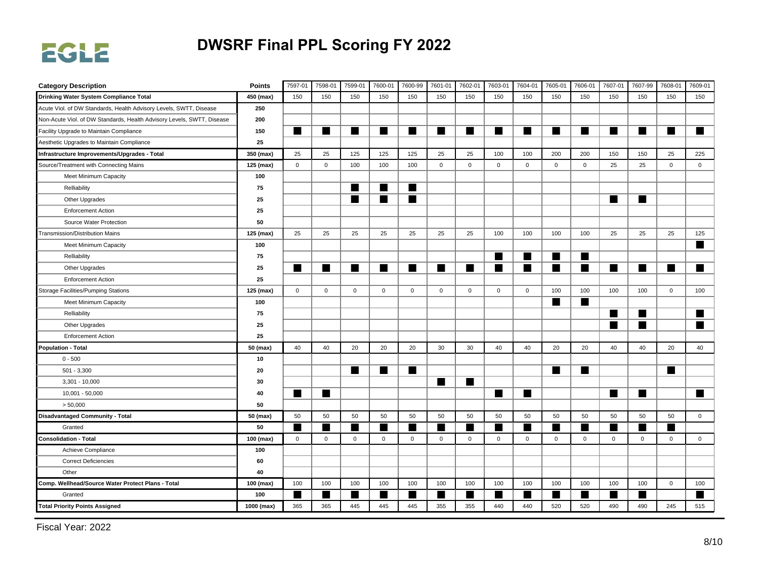# DWSRF Final PPL Scoring FY 2022

| Category Description | Points | 7597-01 | 7598-01 | 7599-01 | 7600-01 | 7600-99 | 7601-01 | 7602-01 | 7603-01 | 7604-01 | 7605-01 | 7606-01 | 7607-01 | 7607-99 | 7608-01 | 7609-01 |
|---|---|---|---|---|---|---|---|---|---|---|---|---|---|---|---|---|
| **Drinking Water System Compliance Total** | **450 (max)** | 150 | 150 | 150 | 150 | 150 | 150 | 150 | 150 | 150 | 150 | 150 | 150 | 150 | 150 | 150 |
| Acute Viol. of DW Standards, Health Advisory Levels, SWTT, Disease | **250** | | | | | | | | | | | | | | | |
| Non-Acute Viol. of DW Standards, Health Advisory Levels, SWTT, Disease | **200** | | | | | | | | | | | | | | | |
| Facility Upgrade to Maintain Compliance | **150** | ■ | ■ | ■ | ■ | ■ | ■ | ■ | ■ | ■ | ■ | ■ | ■ | ■ | ■ | ■ |
| Aesthetic Upgrades to Maintain Compliance | **25** | | | | | | | | | | | | | | | |
| **Infrastructure Improvements/Upgrades - Total** | **350 (max)** | 25 | 25 | 125 | 125 | 125 | 25 | 25 | 100 | 100 | 200 | 200 | 150 | 150 | 25 | 225 |
| Source/Treatment with Connecting Mains | **125 (max)** | 0 | 0 | 100 | 100 | 100 | 0 | 0 | 0 | 0 | 0 | 0 | 25 | 25 | 0 | 0 |
| Meet Minimum Capacity | **100** | | | | | | | | | | | | | | | |
| Relliability | **75** | | | ■ | ■ | ■ | | | | | | | | | | |
| Other Upgrades | **25** | | | ■ | ■ | ■ | | | | | | | ■ | ■ | | |
| Enforcement Action | **25** | | | | | | | | | | | | | | | |
| Source Water Protection | **50** | | | | | | | | | | | | | | | |
| Transmission/Distribution Mains | **125 (max)** | 25 | 25 | 25 | 25 | 25 | 25 | 25 | 100 | 100 | 100 | 100 | 25 | 25 | 25 | 125 |
| Meet Minimum Capacity | **100** | | | | | | | | | | | | | | | ■ |
| Relliability | **75** | | | | | | | | ■ | ■ | ■ | ■ | | | | |
| Other Upgrades | **25** | ■ | ■ | ■ | ■ | ■ | ■ | ■ | ■ | ■ | ■ | ■ | ■ | ■ | ■ | ■ |
| Enforcement Action | **25** | | | | | | | | | | | | | | | |
| Storage Facilities/Pumping Stations | **125 (max)** | 0 | 0 | 0 | 0 | 0 | 0 | 0 | 0 | 0 | 100 | 100 | 100 | 100 | 0 | 100 |
| Meet Minimum Capacity | **100** | | | | | | | | | | ■ | ■ | | | | |
| Relliability | **75** | | | | | | | | | | | | ■ | ■ | | ■ |
| Other Upgrades | **25** | | | | | | | | | | | | ■ | ■ | | ■ |
| Enforcement Action | **25** | | | | | | | | | | | | | | | |
| **Population - Total** | **50 (max)** | 40 | 40 | 20 | 20 | 20 | 30 | 30 | 40 | 40 | 20 | 20 | 40 | 40 | 20 | 40 |
| 0 - 500 | **10** | | | | | | | | | | | | | | | |
| 501 - 3,300 | **20** | | | ■ | ■ | ■ | | | | | ■ | ■ | | | ■ | |
| 3,301 - 10,000 | **30** | | | | | | ■ | ■ | | | | | | | | |
| 10,001 - 50,000 | **40** | ■ | ■ | | | | | | ■ | ■ | | | ■ | ■ | | ■ |
| > 50,000 | **50** | | | | | | | | | | | | | | | |
| **Disadvantaged Community - Total** | **50 (max)** | 50 | 50 | 50 | 50 | 50 | 50 | 50 | 50 | 50 | 50 | 50 | 50 | 50 | 50 | 0 |
| Granted | **50** | ■ | ■ | ■ | ■ | ■ | ■ | ■ | ■ | ■ | ■ | ■ | ■ | ■ | ■ | |
| **Consolidation - Total** | **100 (max)** | 0 | 0 | 0 | 0 | 0 | 0 | 0 | 0 | 0 | 0 | 0 | 0 | 0 | 0 | 0 |
| Achieve Compliance | **100** | | | | | | | | | | | | | | | |
| Correct Deficiencies | **60** | | | | | | | | | | | | | | | |
| Other | **40** | | | | | | | | | | | | | | | |
| **Comp. Wellhead/Source Water Protect Plans - Total** | **100 (max)** | 100 | 100 | 100 | 100 | 100 | 100 | 100 | 100 | 100 | 100 | 100 | 100 | 100 | 0 | 100 |
| Granted | **100** | ■ | ■ | ■ | ■ | ■ | ■ | ■ | ■ | ■ | ■ | ■ | ■ | ■ | | ■ |
| **Total Priority Points Assigned** | **1000 (max)** | 365 | 365 | 445 | 445 | 445 | 355 | 355 | 440 | 440 | 520 | 520 | 490 | 490 | 245 | 515 |

Fiscal Year: 2022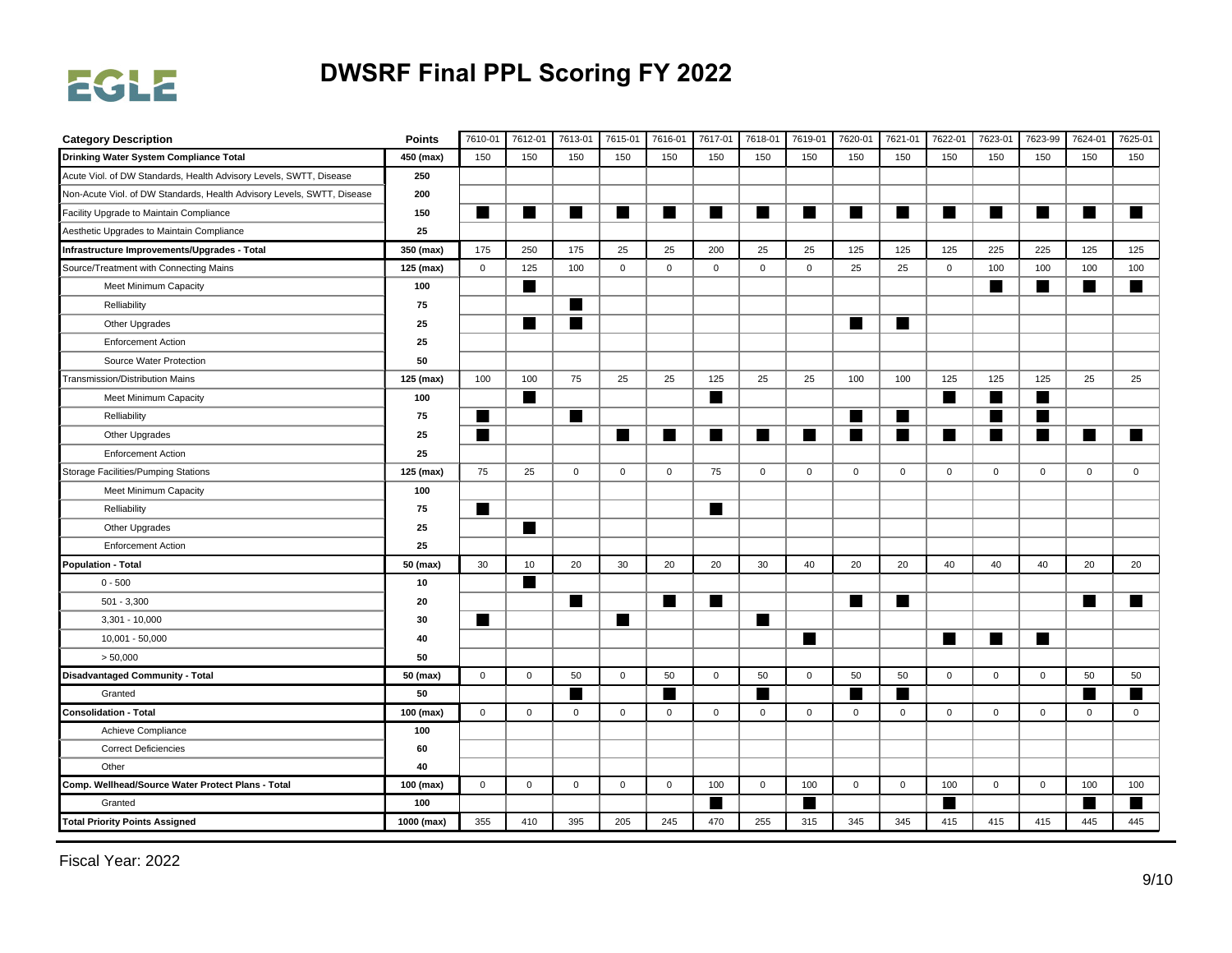# DWSRF Final PPL Scoring FY 2022

| Category Description | Points | 7610-01 | 7612-01 | 7613-01 | 7615-01 | 7616-01 | 7617-01 | 7618-01 | 7619-01 | 7620-01 | 7621-01 | 7622-01 | 7623-01 | 7623-99 | 7624-01 | 7625-01 |
|---|---|---|---|---|---|---|---|---|---|---|---|---|---|---|---|---|
| **Drinking Water System Compliance Total** | **450 (max)** | 150 | 150 | 150 | 150 | 150 | 150 | 150 | 150 | 150 | 150 | 150 | 150 | 150 | 150 | 150 |
| Acute Viol. of DW Standards, Health Advisory Levels, SWTT, Disease | **250** | | | | | | | | | | | | | | | |
| Non-Acute Viol. of DW Standards, Health Advisory Levels, SWTT, Disease | **200** | | | | | | | | | | | | | | | |
| Facility Upgrade to Maintain Compliance | **150** | ■ | ■ | ■ | ■ | ■ | ■ | ■ | ■ | ■ | ■ | ■ | ■ | ■ | ■ | ■ |
| Aesthetic Upgrades to Maintain Compliance | **25** | | | | | | | | | | | | | | | |
| **Infrastructure Improvements/Upgrades - Total** | **350 (max)** | 175 | 250 | 175 | 25 | 25 | 200 | 25 | 25 | 125 | 125 | 125 | 225 | 225 | 125 | 125 |
| Source/Treatment with Connecting Mains | **125 (max)** | 0 | 125 | 100 | 0 | 0 | 0 | 0 | 0 | 25 | 25 | 0 | 100 | 100 | 100 | 100 |
| Meet Minimum Capacity | **100** | | ■ | | | | | | | | | | ■ | ■ | ■ | ■ |
| Relliability | **75** | | | ■ | | | | | | | | | | | | |
| Other Upgrades | **25** | | ■ | ■ | | | | | | ■ | ■ | | | | | |
| Enforcement Action | **25** | | | | | | | | | | | | | | | |
| Source Water Protection | **50** | | | | | | | | | | | | | | | |
| Transmission/Distribution Mains | **125 (max)** | 100 | 100 | 75 | 25 | 25 | 125 | 25 | 25 | 100 | 100 | 125 | 125 | 125 | 25 | 25 |
| Meet Minimum Capacity | **100** | | ■ | | | | ■ | | | | | ■ | ■ | ■ | | |
| Relliability | **75** | ■ | | ■ | | | | | | ■ | ■ | | ■ | ■ | | |
| Other Upgrades | **25** | ■ | | | ■ | ■ | ■ | ■ | ■ | ■ | ■ | ■ | ■ | ■ | ■ | ■ |
| Enforcement Action | **25** | | | | | | | | | | | | | | | |
| Storage Facilities/Pumping Stations | **125 (max)** | 75 | 25 | 0 | 0 | 0 | 75 | 0 | 0 | 0 | 0 | 0 | 0 | 0 | 0 | 0 |
| Meet Minimum Capacity | **100** | | | | | | | | | | | | | | | |
| Relliability | **75** | ■ | | | | | ■ | | | | | | | | | |
| Other Upgrades | **25** | | ■ | | | | | | | | | | | | | |
| Enforcement Action | **25** | | | | | | | | | | | | | | | |
| **Population - Total** | **50 (max)** | 30 | 10 | 20 | 30 | 20 | 20 | 30 | 40 | 20 | 20 | 40 | 40 | 40 | 20 | 20 |
| 0 - 500 | **10** | | ■ | | | | | | | | | | | | | |
| 501 - 3,300 | **20** | | | ■ | | ■ | ■ | | | ■ | ■ | | | | ■ | ■ |
| 3,301 - 10,000 | **30** | ■ | | | ■ | | | ■ | | | | | | | | |
| 10,001 - 50,000 | **40** | | | | | | | | ■ | | | ■ | ■ | ■ | | |
| > 50,000 | **50** | | | | | | | | | | | | | | | |
| **Disadvantaged Community - Total** | **50 (max)** | 0 | 0 | 50 | 0 | 50 | 0 | 50 | 0 | 50 | 50 | 0 | 0 | 0 | 50 | 50 |
| Granted | **50** | | | ■ | | ■ | | ■ | | ■ | ■ | | | | ■ | ■ |
| **Consolidation - Total** | **100 (max)** | 0 | 0 | 0 | 0 | 0 | 0 | 0 | 0 | 0 | 0 | 0 | 0 | 0 | 0 | 0 |
| Achieve Compliance | **100** | | | | | | | | | | | | | | | |
| Correct Deficiencies | **60** | | | | | | | | | | | | | | | |
| Other | **40** | | | | | | | | | | | | | | | |
| **Comp. Wellhead/Source Water Protect Plans - Total** | **100 (max)** | 0 | 0 | 0 | 0 | 0 | 100 | 0 | 100 | 0 | 0 | 100 | 0 | 0 | 100 | 100 |
| Granted | **100** | | | | | | ■ | | ■ | | | ■ | | | ■ | ■ |
| **Total Priority Points Assigned** | **1000 (max)** | 355 | 410 | 395 | 205 | 245 | 470 | 255 | 315 | 345 | 345 | 415 | 415 | 415 | 445 | 445 |

Fiscal Year: 2022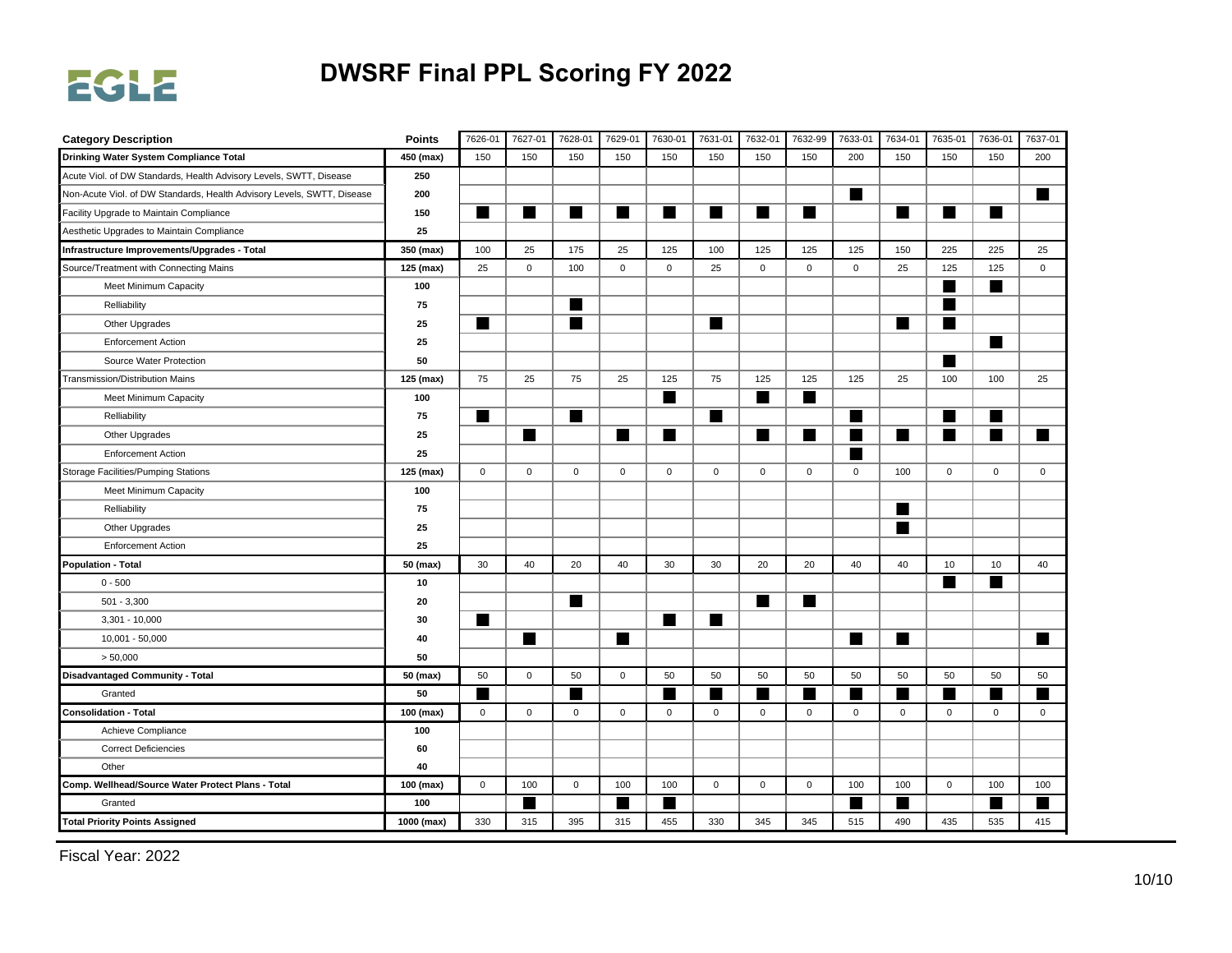# DWSRF Final PPL Scoring FY 2022

| Category Description | Points | 7626-01 | 7627-01 | 7628-01 | 7629-01 | 7630-01 | 7631-01 | 7632-01 | 7632-99 | 7633-01 | 7634-01 | 7635-01 | 7636-01 | 7637-01 |
|---|---|---|---|---|---|---|---|---|---|---|---|---|---|---|
| **Drinking Water System Compliance Total** | **450 (max)** | 150 | 150 | 150 | 150 | 150 | 150 | 150 | 150 | 200 | 150 | 150 | 150 | 200 |
| Acute Viol. of DW Standards, Health Advisory Levels, SWTT, Disease | **250** | | | | | | | | | | | | | |
| Non-Acute Viol. of DW Standards, Health Advisory Levels, SWTT, Disease | **200** | | | | | | | | | ■ | | | | ■ |
| Facility Upgrade to Maintain Compliance | **150** | ■ | ■ | ■ | ■ | ■ | ■ | ■ | ■ | | ■ | ■ | ■ | |
| Aesthetic Upgrades to Maintain Compliance | **25** | | | | | | | | | | | | | |
| **Infrastructure Improvements/Upgrades - Total** | **350 (max)** | 100 | 25 | 175 | 25 | 125 | 100 | 125 | 125 | 125 | 150 | 225 | 225 | 25 |
| Source/Treatment with Connecting Mains | **125 (max)** | 25 | 0 | 100 | 0 | 0 | 25 | 0 | 0 | 0 | 25 | 125 | 125 | 0 |
| Meet Minimum Capacity | **100** | | | | | | | | | | | ■ | ■ | |
| Relliability | **75** | | | ■ | | | | | | | | ■ | | |
| Other Upgrades | **25** | ■ | | ■ | | | ■ | | | | ■ | ■ | | |
| Enforcement Action | **25** | | | | | | | | | | | | ■ | |
| Source Water Protection | **50** | | | | | | | | | | | ■ | | |
| Transmission/Distribution Mains | **125 (max)** | 75 | 25 | 75 | 25 | 125 | 75 | 125 | 125 | 125 | 25 | 100 | 100 | 25 |
| Meet Minimum Capacity | **100** | | | | | ■ | | ■ | ■ | | | | | |
| Relliability | **75** | ■ | | ■ | | | ■ | | | ■ | | ■ | ■ | |
| Other Upgrades | **25** | | ■ | | ■ | ■ | | ■ | ■ | ■ | ■ | ■ | ■ | ■ |
| Enforcement Action | **25** | | | | | | | | | ■ | | | | |
| Storage Facilities/Pumping Stations | **125 (max)** | 0 | 0 | 0 | 0 | 0 | 0 | 0 | 0 | 0 | 100 | 0 | 0 | 0 |
| Meet Minimum Capacity | **100** | | | | | | | | | | | | | |
| Relliability | **75** | | | | | | | | | | ■ | | | |
| Other Upgrades | **25** | | | | | | | | | | ■ | | | |
| Enforcement Action | **25** | | | | | | | | | | | | | |
| **Population - Total** | **50 (max)** | 30 | 40 | 20 | 40 | 30 | 30 | 20 | 20 | 40 | 40 | 10 | 10 | 40 |
| 0 - 500 | **10** | | | | | | | | | | | ■ | ■ | |
| 501 - 3,300 | **20** | | | ■ | | | | ■ | ■ | | | | | |
| 3,301 - 10,000 | **30** | ■ | | | | ■ | ■ | | | | | | | |
| 10,001 - 50,000 | **40** | | ■ | | ■ | | | | | ■ | ■ | | | ■ |
| > 50,000 | **50** | | | | | | | | | | | | | |
| **Disadvantaged Community - Total** | **50 (max)** | 50 | 0 | 50 | 0 | 50 | 50 | 50 | 50 | 50 | 50 | 50 | 50 | 50 |
| Granted | **50** | ■ | | ■ | | ■ | ■ | ■ | ■ | ■ | ■ | ■ | ■ | ■ |
| **Consolidation - Total** | **100 (max)** | 0 | 0 | 0 | 0 | 0 | 0 | 0 | 0 | 0 | 0 | 0 | 0 | 0 |
| Achieve Compliance | **100** | | | | | | | | | | | | | |
| Correct Deficiencies | **60** | | | | | | | | | | | | | |
| Other | **40** | | | | | | | | | | | | | |
| **Comp. Wellhead/Source Water Protect Plans - Total** | **100 (max)** | 0 | 100 | 0 | 100 | 100 | 0 | 0 | 0 | 100 | 100 | 0 | 100 | 100 |
| Granted | **100** | | ■ | | ■ | ■ | | | | ■ | ■ | | ■ | ■ |
| **Total Priority Points Assigned** | **1000 (max)** | 330 | 315 | 395 | 315 | 455 | 330 | 345 | 345 | 515 | 490 | 435 | 535 | 415 |

Fiscal Year: 2022